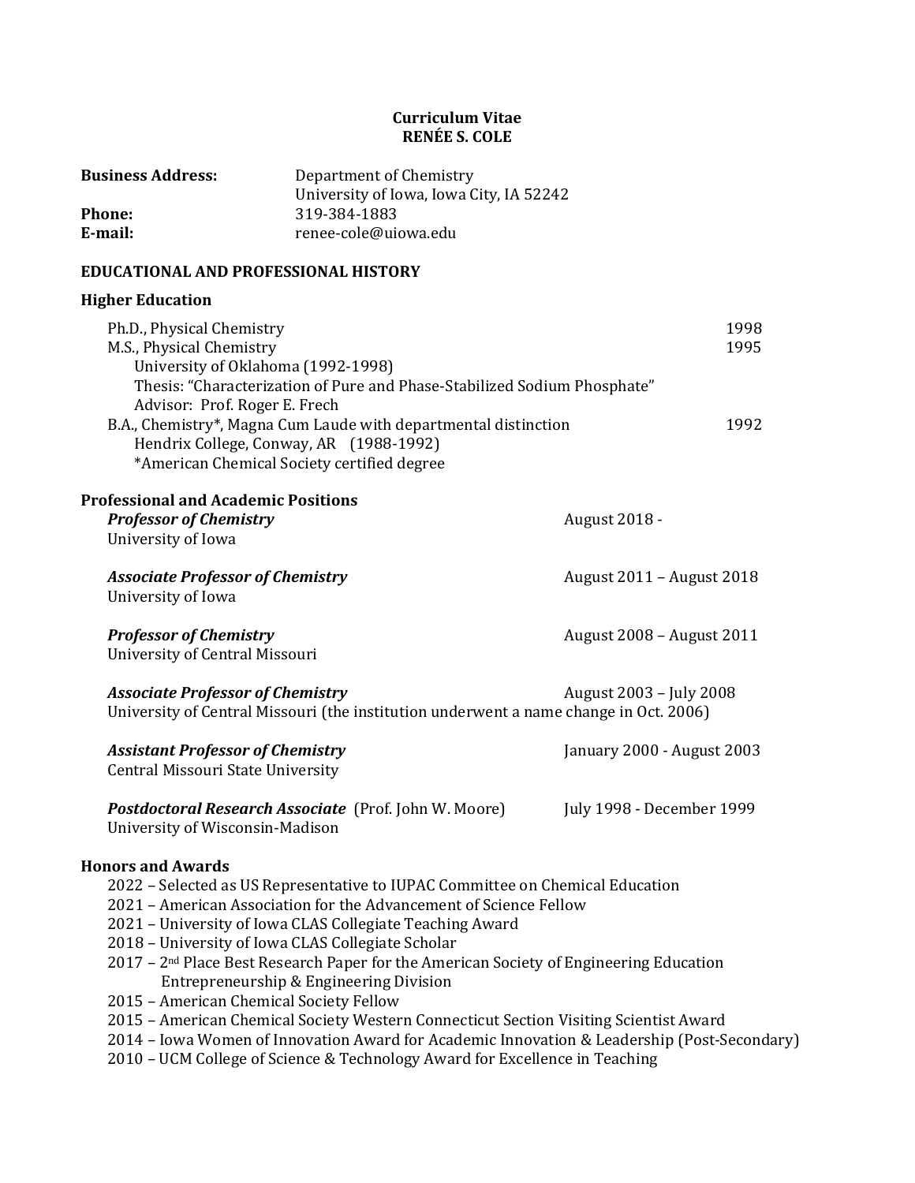# Curriculum Vitae
# RENÉE S. COLE

**Business Address:** Department of Chemistry
University of Iowa, Iowa City, IA 52242
**Phone:** 319-384-1883
**E-mail:** renee-cole@uiowa.edu

## EDUCATIONAL AND PROFESSIONAL HISTORY

### Higher Education

Ph.D., Physical Chemistry 1998
M.S., Physical Chemistry 1995
University of Oklahoma (1992-1998)
Thesis: "Characterization of Pure and Phase-Stabilized Sodium Phosphate"
Advisor: Prof. Roger E. Frech

B.A., Chemistry*, Magna Cum Laude with departmental distinction 1992
Hendrix College, Conway, AR (1988-1992)
*American Chemical Society certified degree

### Professional and Academic Positions

***Professor of Chemistry*** — August 2018 -
University of Iowa

***Associate Professor of Chemistry*** — August 2011 – August 2018
University of Iowa

***Professor of Chemistry*** — August 2008 – August 2011
University of Central Missouri

***Associate Professor of Chemistry*** — August 2003 – July 2008
University of Central Missouri (the institution underwent a name change in Oct. 2006)

***Assistant Professor of Chemistry*** — January 2000 - August 2003
Central Missouri State University

***Postdoctoral Research Associate*** (Prof. John W. Moore) — July 1998 - December 1999
University of Wisconsin-Madison

### Honors and Awards

- 2022 – Selected as US Representative to IUPAC Committee on Chemical Education
- 2021 – American Association for the Advancement of Science Fellow
- 2021 – University of Iowa CLAS Collegiate Teaching Award
- 2018 – University of Iowa CLAS Collegiate Scholar
- 2017 – 2nd Place Best Research Paper for the American Society of Engineering Education Entrepreneurship & Engineering Division
- 2015 – American Chemical Society Fellow
- 2015 – American Chemical Society Western Connecticut Section Visiting Scientist Award
- 2014 – Iowa Women of Innovation Award for Academic Innovation & Leadership (Post-Secondary)
- 2010 – UCM College of Science & Technology Award for Excellence in Teaching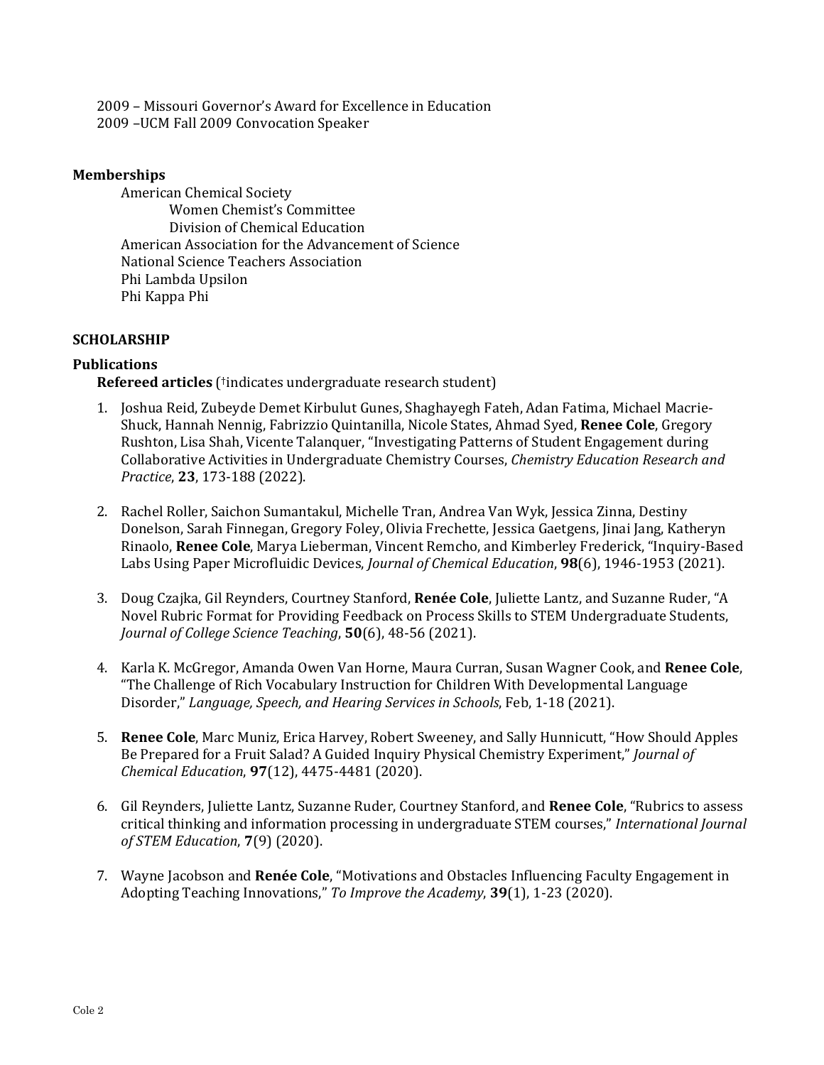2009 – Missouri Governor's Award for Excellence in Education
2009 –UCM Fall 2009 Convocation Speaker

### Memberships

American Chemical Society
- Women Chemist's Committee
- Division of Chemical Education

American Association for the Advancement of Science
National Science Teachers Association
Phi Lambda Upsilon
Phi Kappa Phi

## SCHOLARSHIP

### Publications

**Refereed articles** (†indicates undergraduate research student)

1. Joshua Reid, Zubeyde Demet Kirbulut Gunes, Shaghayegh Fateh, Adan Fatima, Michael Macrie-Shuck, Hannah Nennig, Fabrizzio Quintanilla, Nicole States, Ahmad Syed, **Renee Cole**, Gregory Rushton, Lisa Shah, Vicente Talanquer, "Investigating Patterns of Student Engagement during Collaborative Activities in Undergraduate Chemistry Courses, *Chemistry Education Research and Practice*, **23**, 173-188 (2022).

2. Rachel Roller, Saichon Sumantakul, Michelle Tran, Andrea Van Wyk, Jessica Zinna, Destiny Donelson, Sarah Finnegan, Gregory Foley, Olivia Frechette, Jessica Gaetgens, Jinai Jang, Katheryn Rinaolo, **Renee Cole**, Marya Lieberman, Vincent Remcho, and Kimberley Frederick, "Inquiry-Based Labs Using Paper Microfluidic Devices, *Journal of Chemical Education*, **98**(6), 1946-1953 (2021).

3. Doug Czajka, Gil Reynders, Courtney Stanford, **Renée Cole**, Juliette Lantz, and Suzanne Ruder, "A Novel Rubric Format for Providing Feedback on Process Skills to STEM Undergraduate Students, *Journal of College Science Teaching*, **50**(6), 48-56 (2021).

4. Karla K. McGregor, Amanda Owen Van Horne, Maura Curran, Susan Wagner Cook, and **Renee Cole**, "The Challenge of Rich Vocabulary Instruction for Children With Developmental Language Disorder," *Language, Speech, and Hearing Services in Schools*, Feb, 1-18 (2021).

5. **Renee Cole**, Marc Muniz, Erica Harvey, Robert Sweeney, and Sally Hunnicutt, "How Should Apples Be Prepared for a Fruit Salad? A Guided Inquiry Physical Chemistry Experiment," *Journal of Chemical Education*, **97**(12), 4475-4481 (2020).

6. Gil Reynders, Juliette Lantz, Suzanne Ruder, Courtney Stanford, and **Renee Cole**, "Rubrics to assess critical thinking and information processing in undergraduate STEM courses," *International Journal of STEM Education*, **7**(9) (2020).

7. Wayne Jacobson and **Renée Cole**, "Motivations and Obstacles Influencing Faculty Engagement in Adopting Teaching Innovations," *To Improve the Academy*, **39**(1), 1-23 (2020).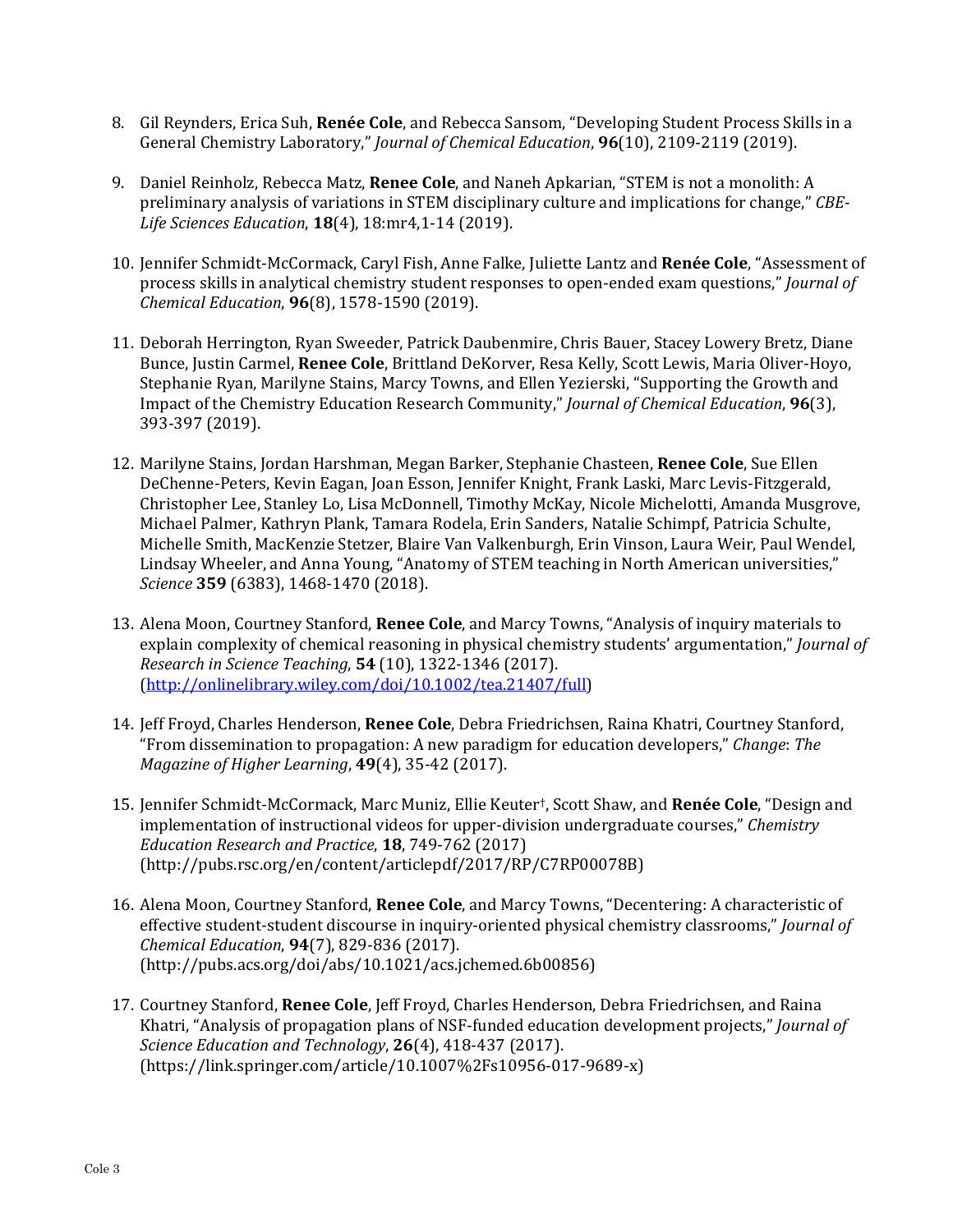8. Gil Reynders, Erica Suh, **Renée Cole**, and Rebecca Sansom, "Developing Student Process Skills in a General Chemistry Laboratory," *Journal of Chemical Education*, **96**(10), 2109-2119 (2019).

9. Daniel Reinholz, Rebecca Matz, **Renee Cole**, and Naneh Apkarian, "STEM is not a monolith: A preliminary analysis of variations in STEM disciplinary culture and implications for change," *CBE-Life Sciences Education*, **18**(4), 18:mr4,1-14 (2019).

10. Jennifer Schmidt-McCormack, Caryl Fish, Anne Falke, Juliette Lantz and **Renée Cole**, "Assessment of process skills in analytical chemistry student responses to open-ended exam questions," *Journal of Chemical Education*, **96**(8), 1578-1590 (2019).

11. Deborah Herrington, Ryan Sweeder, Patrick Daubenmire, Chris Bauer, Stacey Lowery Bretz, Diane Bunce, Justin Carmel, **Renee Cole**, Brittland DeKorver, Resa Kelly, Scott Lewis, Maria Oliver-Hoyo, Stephanie Ryan, Marilyne Stains, Marcy Towns, and Ellen Yezierski, "Supporting the Growth and Impact of the Chemistry Education Research Community," *Journal of Chemical Education*, **96**(3), 393-397 (2019).

12. Marilyne Stains, Jordan Harshman, Megan Barker, Stephanie Chasteen, **Renee Cole**, Sue Ellen DeChenne-Peters, Kevin Eagan, Joan Esson, Jennifer Knight, Frank Laski, Marc Levis-Fitzgerald, Christopher Lee, Stanley Lo, Lisa McDonnell, Timothy McKay, Nicole Michelotti, Amanda Musgrove, Michael Palmer, Kathryn Plank, Tamara Rodela, Erin Sanders, Natalie Schimpf, Patricia Schulte, Michelle Smith, MacKenzie Stetzer, Blaire Van Valkenburgh, Erin Vinson, Laura Weir, Paul Wendel, Lindsay Wheeler, and Anna Young, "Anatomy of STEM teaching in North American universities," *Science* **359** (6383), 1468-1470 (2018).

13. Alena Moon, Courtney Stanford, **Renee Cole**, and Marcy Towns, "Analysis of inquiry materials to explain complexity of chemical reasoning in physical chemistry students' argumentation," *Journal of Research in Science Teaching*, **54** (10), 1322-1346 (2017). (http://onlinelibrary.wiley.com/doi/10.1002/tea.21407/full)

14. Jeff Froyd, Charles Henderson, **Renee Cole**, Debra Friedrichsen, Raina Khatri, Courtney Stanford, "From dissemination to propagation: A new paradigm for education developers," *Change*: *The Magazine of Higher Learning*, **49**(4), 35-42 (2017).

15. Jennifer Schmidt-McCormack, Marc Muniz, Ellie Keuter†, Scott Shaw, and **Renée Cole**, "Design and implementation of instructional videos for upper-division undergraduate courses," *Chemistry Education Research and Practice*, **18**, 749-762 (2017) (http://pubs.rsc.org/en/content/articlepdf/2017/RP/C7RP00078B)

16. Alena Moon, Courtney Stanford, **Renee Cole**, and Marcy Towns, "Decentering: A characteristic of effective student-student discourse in inquiry-oriented physical chemistry classrooms," *Journal of Chemical Education*, **94**(7), 829-836 (2017). (http://pubs.acs.org/doi/abs/10.1021/acs.jchemed.6b00856)

17. Courtney Stanford, **Renee Cole**, Jeff Froyd, Charles Henderson, Debra Friedrichsen, and Raina Khatri, "Analysis of propagation plans of NSF-funded education development projects," *Journal of Science Education and Technology*, **26**(4), 418-437 (2017). (https://link.springer.com/article/10.1007%2Fs10956-017-9689-x)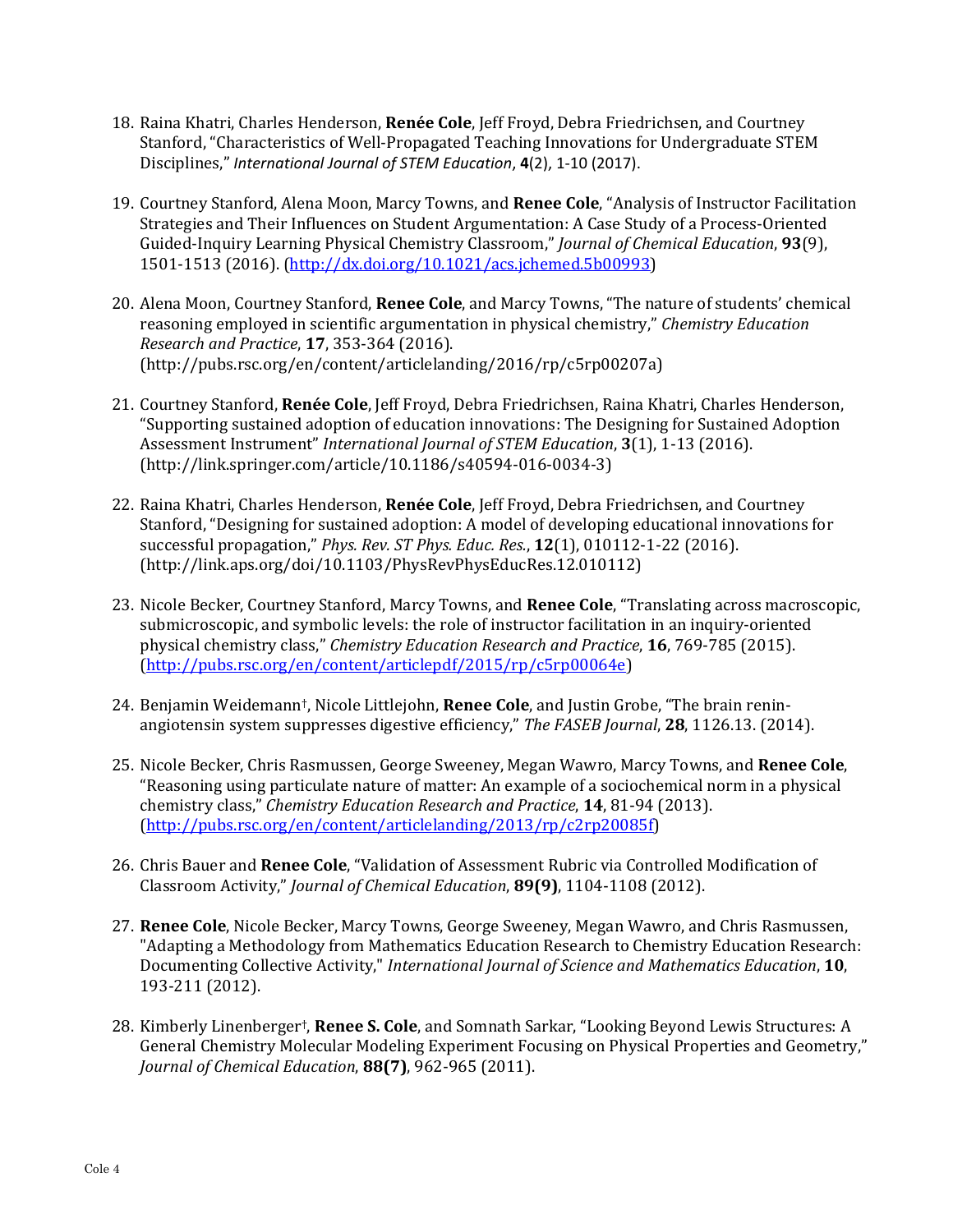18. Raina Khatri, Charles Henderson, **Renée Cole**, Jeff Froyd, Debra Friedrichsen, and Courtney Stanford, "Characteristics of Well-Propagated Teaching Innovations for Undergraduate STEM Disciplines," *International Journal of STEM Education*, **4**(2), 1-10 (2017).

19. Courtney Stanford, Alena Moon, Marcy Towns, and **Renee Cole**, "Analysis of Instructor Facilitation Strategies and Their Influences on Student Argumentation: A Case Study of a Process-Oriented Guided-Inquiry Learning Physical Chemistry Classroom," *Journal of Chemical Education*, **93**(9), 1501-1513 (2016). (http://dx.doi.org/10.1021/acs.jchemed.5b00993)

20. Alena Moon, Courtney Stanford, **Renee Cole**, and Marcy Towns, "The nature of students' chemical reasoning employed in scientific argumentation in physical chemistry," *Chemistry Education Research and Practice*, **17**, 353-364 (2016). (http://pubs.rsc.org/en/content/articlelanding/2016/rp/c5rp00207a)

21. Courtney Stanford, **Renée Cole**, Jeff Froyd, Debra Friedrichsen, Raina Khatri, Charles Henderson, "Supporting sustained adoption of education innovations: The Designing for Sustained Adoption Assessment Instrument" *International Journal of STEM Education*, **3**(1), 1-13 (2016). (http://link.springer.com/article/10.1186/s40594-016-0034-3)

22. Raina Khatri, Charles Henderson, **Renée Cole**, Jeff Froyd, Debra Friedrichsen, and Courtney Stanford, "Designing for sustained adoption: A model of developing educational innovations for successful propagation," *Phys. Rev. ST Phys. Educ. Res.*, **12**(1), 010112-1-22 (2016). (http://link.aps.org/doi/10.1103/PhysRevPhysEducRes.12.010112)

23. Nicole Becker, Courtney Stanford, Marcy Towns, and **Renee Cole**, "Translating across macroscopic, submicroscopic, and symbolic levels: the role of instructor facilitation in an inquiry-oriented physical chemistry class," *Chemistry Education Research and Practice*, **16**, 769-785 (2015). (http://pubs.rsc.org/en/content/articlepdf/2015/rp/c5rp00064e)

24. Benjamin Weidemann†, Nicole Littlejohn, **Renee Cole**, and Justin Grobe, "The brain renin-angiotensin system suppresses digestive efficiency," *The FASEB Journal*, **28**, 1126.13. (2014).

25. Nicole Becker, Chris Rasmussen, George Sweeney, Megan Wawro, Marcy Towns, and **Renee Cole**, "Reasoning using particulate nature of matter: An example of a sociochemical norm in a physical chemistry class," *Chemistry Education Research and Practice*, **14**, 81-94 (2013). (http://pubs.rsc.org/en/content/articlelanding/2013/rp/c2rp20085f)

26. Chris Bauer and **Renee Cole**, "Validation of Assessment Rubric via Controlled Modification of Classroom Activity," *Journal of Chemical Education*, **89(9)**, 1104-1108 (2012).

27. **Renee Cole**, Nicole Becker, Marcy Towns, George Sweeney, Megan Wawro, and Chris Rasmussen, "Adapting a Methodology from Mathematics Education Research to Chemistry Education Research: Documenting Collective Activity," *International Journal of Science and Mathematics Education*, **10**, 193-211 (2012).

28. Kimberly Linenberger†, **Renee S. Cole**, and Somnath Sarkar, "Looking Beyond Lewis Structures: A General Chemistry Molecular Modeling Experiment Focusing on Physical Properties and Geometry," *Journal of Chemical Education*, **88(7)**, 962-965 (2011).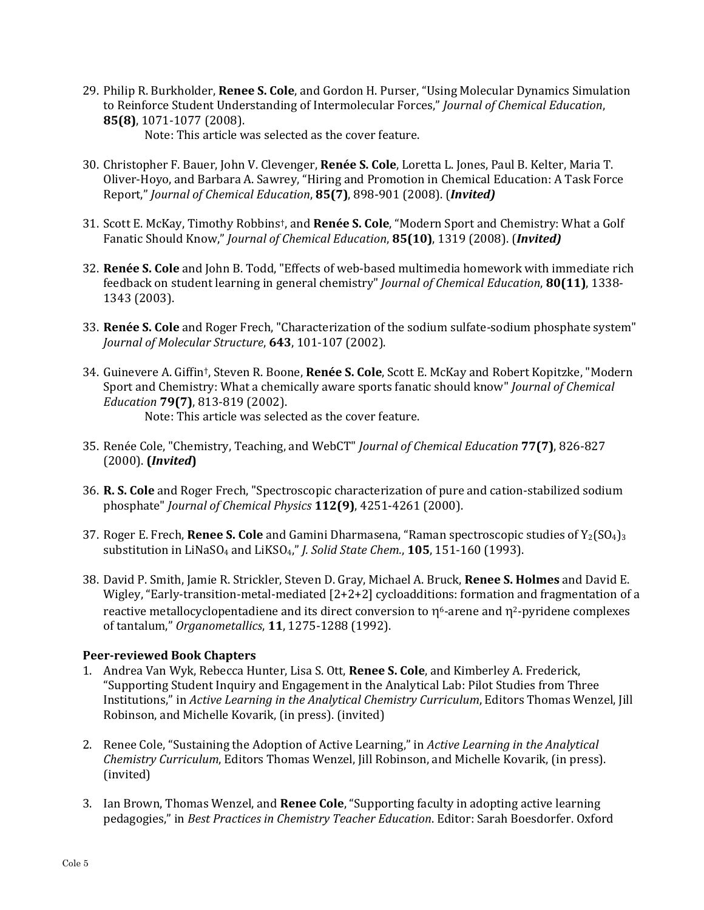29. Philip R. Burkholder, **Renee S. Cole**, and Gordon H. Purser, "Using Molecular Dynamics Simulation to Reinforce Student Understanding of Intermolecular Forces," *Journal of Chemical Education*, **85(8)**, 1071-1077 (2008).
    Note: This article was selected as the cover feature.

30. Christopher F. Bauer, John V. Clevenger, **Renée S. Cole**, Loretta L. Jones, Paul B. Kelter, Maria T. Oliver-Hoyo, and Barbara A. Sawrey, "Hiring and Promotion in Chemical Education: A Task Force Report," *Journal of Chemical Education*, **85(7)**, 898-901 (2008). (***Invited)***

31. Scott E. McKay, Timothy Robbins†, and **Renée S. Cole**, "Modern Sport and Chemistry: What a Golf Fanatic Should Know," *Journal of Chemical Education*, **85(10)**, 1319 (2008). (***Invited)***

32. **Renée S. Cole** and John B. Todd, "Effects of web-based multimedia homework with immediate rich feedback on student learning in general chemistry" *Journal of Chemical Education*, **80(11)**, 1338-1343 (2003).

33. **Renée S. Cole** and Roger Frech, "Characterization of the sodium sulfate-sodium phosphate system" *Journal of Molecular Structure*, **643**, 101-107 (2002).

34. Guinevere A. Giffin†, Steven R. Boone, **Renée S. Cole**, Scott E. McKay and Robert Kopitzke, "Modern Sport and Chemistry: What a chemically aware sports fanatic should know" *Journal of Chemical Education* **79(7)**, 813-819 (2002).
    Note: This article was selected as the cover feature.

35. Renée Cole, "Chemistry, Teaching, and WebCT" *Journal of Chemical Education* **77(7)**, 826-827 (2000). **(*Invited*)**

36. **R. S. Cole** and Roger Frech, "Spectroscopic characterization of pure and cation-stabilized sodium phosphate" *Journal of Chemical Physics* **112(9)**, 4251-4261 (2000).

37. Roger E. Frech, **Renee S. Cole** and Gamini Dharmasena, "Raman spectroscopic studies of $Y_2(SO_4)_3$ substitution in $LiNaSO_4$ and $LiKSO_4$," *J. Solid State Chem.*, **105**, 151-160 (1993).

38. David P. Smith, Jamie R. Strickler, Steven D. Gray, Michael A. Bruck, **Renee S. Holmes** and David E. Wigley, "Early-transition-metal-mediated [2+2+2] cycloadditions: formation and fragmentation of a reactive metallocyclopentadiene and its direct conversion to $\eta^6$-arene and $\eta^2$-pyridene complexes of tantalum," *Organometallics*, **11**, 1275-1288 (1992).

**Peer-reviewed Book Chapters**

1. Andrea Van Wyk, Rebecca Hunter, Lisa S. Ott, **Renee S. Cole**, and Kimberley A. Frederick, "Supporting Student Inquiry and Engagement in the Analytical Lab: Pilot Studies from Three Institutions," in *Active Learning in the Analytical Chemistry Curriculum*, Editors Thomas Wenzel, Jill Robinson, and Michelle Kovarik, (in press). (invited)

2. Renee Cole, "Sustaining the Adoption of Active Learning," in *Active Learning in the Analytical Chemistry Curriculum*, Editors Thomas Wenzel, Jill Robinson, and Michelle Kovarik, (in press). (invited)

3. Ian Brown, Thomas Wenzel, and **Renee Cole**, "Supporting faculty in adopting active learning pedagogies," in *Best Practices in Chemistry Teacher Education*. Editor: Sarah Boesdorfer. Oxford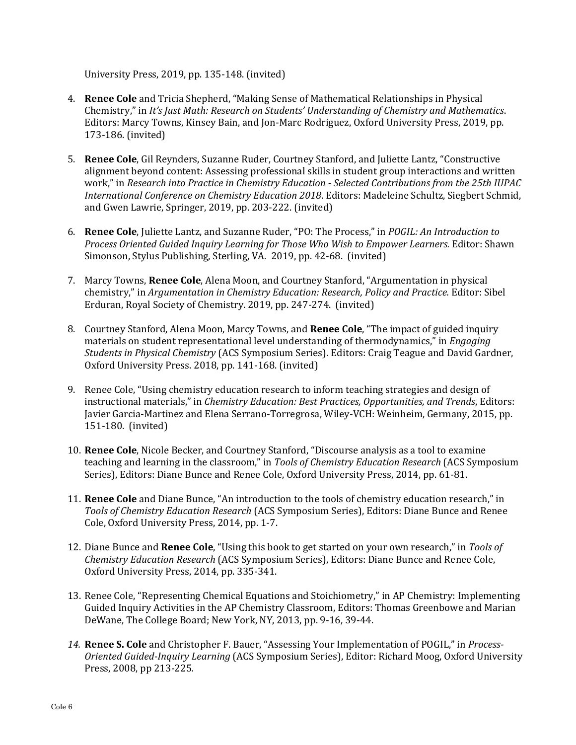University Press, 2019, pp. 135-148. (invited)

4. **Renee Cole** and Tricia Shepherd, "Making Sense of Mathematical Relationships in Physical Chemistry," in *It's Just Math: Research on Students' Understanding of Chemistry and Mathematics*. Editors: Marcy Towns, Kinsey Bain, and Jon-Marc Rodriguez, Oxford University Press, 2019, pp. 173-186. (invited)

5. **Renee Cole**, Gil Reynders, Suzanne Ruder, Courtney Stanford, and Juliette Lantz, "Constructive alignment beyond content: Assessing professional skills in student group interactions and written work," in *Research into Practice in Chemistry Education - Selected Contributions from the 25th IUPAC International Conference on Chemistry Education 2018*. Editors: Madeleine Schultz, Siegbert Schmid, and Gwen Lawrie, Springer, 2019, pp. 203-222. (invited)

6. **Renee Cole**, Juliette Lantz, and Suzanne Ruder, "PO: The Process," in *POGIL: An Introduction to Process Oriented Guided Inquiry Learning for Those Who Wish to Empower Learners.* Editor: Shawn Simonson, Stylus Publishing, Sterling, VA. 2019, pp. 42-68. (invited)

7. Marcy Towns, **Renee Cole**, Alena Moon, and Courtney Stanford, "Argumentation in physical chemistry," in *Argumentation in Chemistry Education: Research, Policy and Practice.* Editor: Sibel Erduran, Royal Society of Chemistry. 2019, pp. 247-274. (invited)

8. Courtney Stanford, Alena Moon, Marcy Towns, and **Renee Cole**, "The impact of guided inquiry materials on student representational level understanding of thermodynamics," in *Engaging Students in Physical Chemistry* (ACS Symposium Series). Editors: Craig Teague and David Gardner, Oxford University Press. 2018, pp. 141-168. (invited)

9. Renee Cole, "Using chemistry education research to inform teaching strategies and design of instructional materials," in *Chemistry Education: Best Practices, Opportunities, and Trends*, Editors: Javier Garcia-Martinez and Elena Serrano-Torregrosa, Wiley-VCH: Weinheim, Germany, 2015, pp. 151-180. (invited)

10. **Renee Cole**, Nicole Becker, and Courtney Stanford, "Discourse analysis as a tool to examine teaching and learning in the classroom," in *Tools of Chemistry Education Research* (ACS Symposium Series), Editors: Diane Bunce and Renee Cole, Oxford University Press, 2014, pp. 61-81.

11. **Renee Cole** and Diane Bunce, "An introduction to the tools of chemistry education research," in *Tools of Chemistry Education Research* (ACS Symposium Series), Editors: Diane Bunce and Renee Cole, Oxford University Press, 2014, pp. 1-7.

12. Diane Bunce and **Renee Cole**, "Using this book to get started on your own research," in *Tools of Chemistry Education Research* (ACS Symposium Series), Editors: Diane Bunce and Renee Cole, Oxford University Press, 2014, pp. 335-341.

13. Renee Cole, "Representing Chemical Equations and Stoichiometry," in AP Chemistry: Implementing Guided Inquiry Activities in the AP Chemistry Classroom, Editors: Thomas Greenbowe and Marian DeWane, The College Board; New York, NY, 2013, pp. 9-16, 39-44.

14. **Renee S. Cole** and Christopher F. Bauer, "Assessing Your Implementation of POGIL," in *Process-Oriented Guided-Inquiry Learning* (ACS Symposium Series), Editor: Richard Moog, Oxford University Press, 2008, pp 213-225.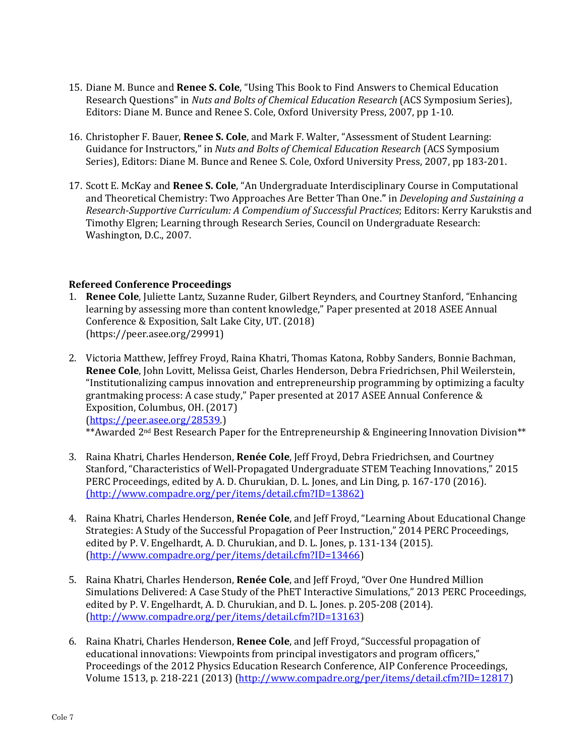15. Diane M. Bunce and **Renee S. Cole**, "Using This Book to Find Answers to Chemical Education Research Questions" in *Nuts and Bolts of Chemical Education Research* (ACS Symposium Series), Editors: Diane M. Bunce and Renee S. Cole, Oxford University Press, 2007, pp 1-10.

16. Christopher F. Bauer, **Renee S. Cole**, and Mark F. Walter, "Assessment of Student Learning: Guidance for Instructors," in *Nuts and Bolts of Chemical Education Research* (ACS Symposium Series), Editors: Diane M. Bunce and Renee S. Cole, Oxford University Press, 2007, pp 183-201.

17. Scott E. McKay and **Renee S. Cole**, "An Undergraduate Interdisciplinary Course in Computational and Theoretical Chemistry: Two Approaches Are Better Than One." in *Developing and Sustaining a Research-Supportive Curriculum: A Compendium of Successful Practices*; Editors: Kerry Karukstis and Timothy Elgren; Learning through Research Series, Council on Undergraduate Research: Washington, D.C., 2007.

**Refereed Conference Proceedings**

1. **Renee Cole**, Juliette Lantz, Suzanne Ruder, Gilbert Reynders, and Courtney Stanford, "Enhancing learning by assessing more than content knowledge," Paper presented at 2018 ASEE Annual Conference & Exposition, Salt Lake City, UT. (2018) (https://peer.asee.org/29991)

2. Victoria Matthew, Jeffrey Froyd, Raina Khatri, Thomas Katona, Robby Sanders, Bonnie Bachman, **Renee Cole**, John Lovitt, Melissa Geist, Charles Henderson, Debra Friedrichsen, Phil Weilerstein, "Institutionalizing campus innovation and entrepreneurship programming by optimizing a faculty grantmaking process: A case study," Paper presented at 2017 ASEE Annual Conference & Exposition, Columbus, OH. (2017) (https://peer.asee.org/28539.)
   **Awarded 2nd Best Research Paper for the Entrepreneurship & Engineering Innovation Division**

3. Raina Khatri, Charles Henderson, **Renée Cole**, Jeff Froyd, Debra Friedrichsen, and Courtney Stanford, "Characteristics of Well-Propagated Undergraduate STEM Teaching Innovations," 2015 PERC Proceedings, edited by A. D. Churukian, D. L. Jones, and Lin Ding, p. 167-170 (2016). (http://www.compadre.org/per/items/detail.cfm?ID=13862)

4. Raina Khatri, Charles Henderson, **Renée Cole**, and Jeff Froyd, "Learning About Educational Change Strategies: A Study of the Successful Propagation of Peer Instruction," 2014 PERC Proceedings, edited by P. V. Engelhardt, A. D. Churukian, and D. L. Jones, p. 131-134 (2015). (http://www.compadre.org/per/items/detail.cfm?ID=13466)

5. Raina Khatri, Charles Henderson, **Renée Cole**, and Jeff Froyd, "Over One Hundred Million Simulations Delivered: A Case Study of the PhET Interactive Simulations," 2013 PERC Proceedings, edited by P. V. Engelhardt, A. D. Churukian, and D. L. Jones. p. 205-208 (2014). (http://www.compadre.org/per/items/detail.cfm?ID=13163)

6. Raina Khatri, Charles Henderson, **Renee Cole**, and Jeff Froyd, "Successful propagation of educational innovations: Viewpoints from principal investigators and program officers," Proceedings of the 2012 Physics Education Research Conference, AIP Conference Proceedings, Volume 1513, p. 218-221 (2013) (http://www.compadre.org/per/items/detail.cfm?ID=12817)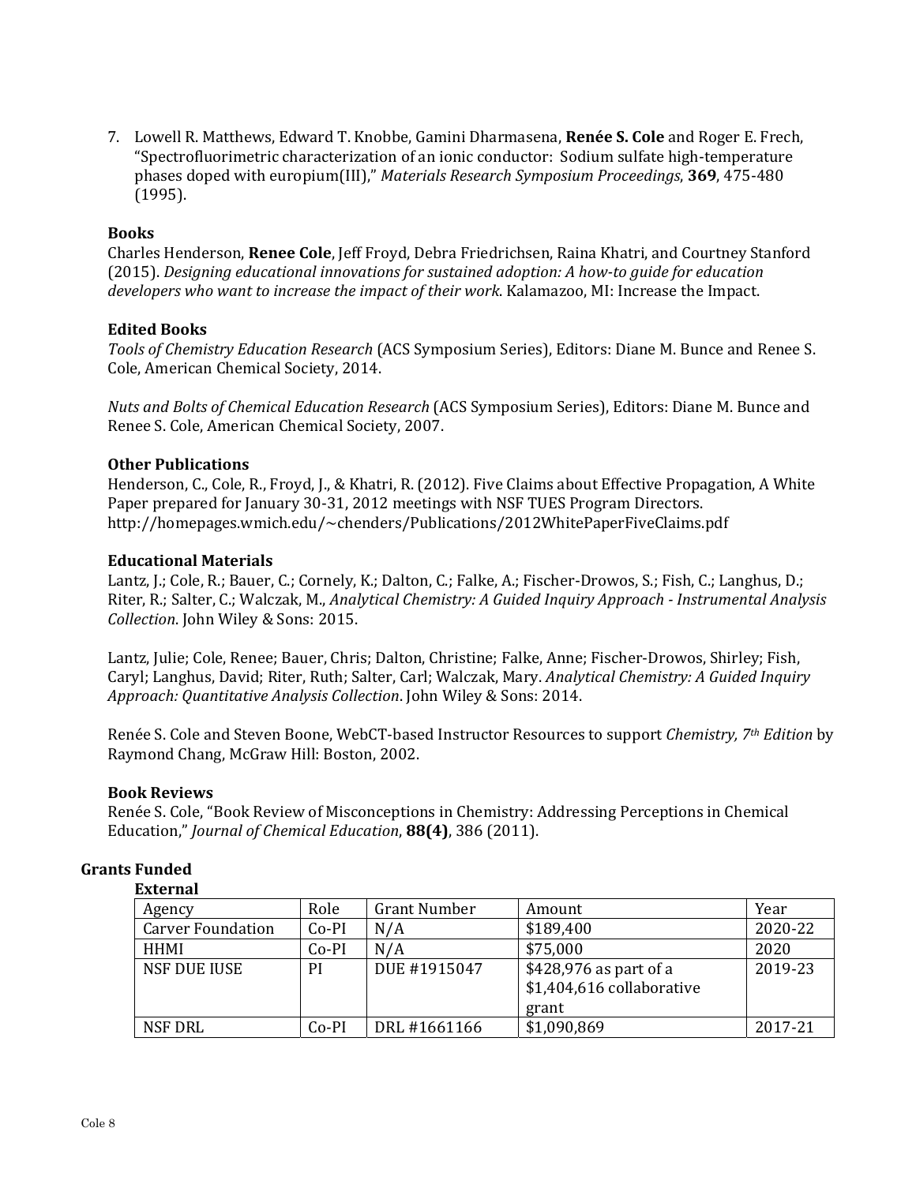7. Lowell R. Matthews, Edward T. Knobbe, Gamini Dharmasena, **Renée S. Cole** and Roger E. Frech, "Spectrofluorimetric characterization of an ionic conductor: Sodium sulfate high-temperature phases doped with europium(III)," *Materials Research Symposium Proceedings*, **369**, 475-480 (1995).

### Books

Charles Henderson, **Renee Cole**, Jeff Froyd, Debra Friedrichsen, Raina Khatri, and Courtney Stanford (2015). *Designing educational innovations for sustained adoption: A how-to guide for education developers who want to increase the impact of their work*. Kalamazoo, MI: Increase the Impact.

### Edited Books

*Tools of Chemistry Education Research* (ACS Symposium Series), Editors: Diane M. Bunce and Renee S. Cole, American Chemical Society, 2014.

*Nuts and Bolts of Chemical Education Research* (ACS Symposium Series), Editors: Diane M. Bunce and Renee S. Cole, American Chemical Society, 2007.

### Other Publications

Henderson, C., Cole, R., Froyd, J., & Khatri, R. (2012). Five Claims about Effective Propagation, A White Paper prepared for January 30-31, 2012 meetings with NSF TUES Program Directors. http://homepages.wmich.edu/~chenders/Publications/2012WhitePaperFiveClaims.pdf

### Educational Materials

Lantz, J.; Cole, R.; Bauer, C.; Cornely, K.; Dalton, C.; Falke, A.; Fischer-Drowos, S.; Fish, C.; Langhus, D.; Riter, R.; Salter, C.; Walczak, M., *Analytical Chemistry: A Guided Inquiry Approach - Instrumental Analysis Collection*. John Wiley & Sons: 2015.

Lantz, Julie; Cole, Renee; Bauer, Chris; Dalton, Christine; Falke, Anne; Fischer-Drowos, Shirley; Fish, Caryl; Langhus, David; Riter, Ruth; Salter, Carl; Walczak, Mary. *Analytical Chemistry: A Guided Inquiry Approach: Quantitative Analysis Collection*. John Wiley & Sons: 2014.

Renée S. Cole and Steven Boone, WebCT-based Instructor Resources to support *Chemistry, 7th Edition* by Raymond Chang, McGraw Hill: Boston, 2002.

### Book Reviews

Renée S. Cole, "Book Review of Misconceptions in Chemistry: Addressing Perceptions in Chemical Education," *Journal of Chemical Education*, **88(4)**, 386 (2011).

## Grants Funded

### External

| Agency | Role | Grant Number | Amount | Year |
|---|---|---|---|---|
| Carver Foundation | Co-PI | N/A | $189,400 | 2020-22 |
| HHMI | Co-PI | N/A | $75,000 | 2020 |
| NSF DUE IUSE | PI | DUE #1915047 | $428,976 as part of a $1,404,616 collaborative grant | 2019-23 |
| NSF DRL | Co-PI | DRL #1661166 | $1,090,869 | 2017-21 |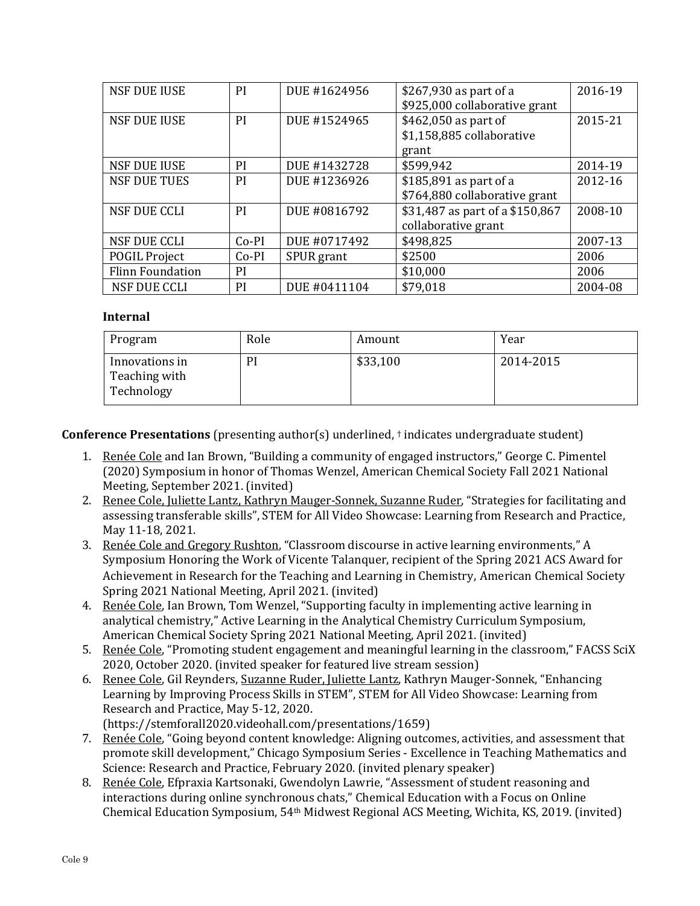| | | | | |
|---|---|---|---|---|
| NSF DUE IUSE | PI | DUE #1624956 | $267,930 as part of a $925,000 collaborative grant | 2016-19 |
| NSF DUE IUSE | PI | DUE #1524965 | $462,050 as part of $1,158,885 collaborative grant | 2015-21 |
| NSF DUE IUSE | PI | DUE #1432728 | $599,942 | 2014-19 |
| NSF DUE TUES | PI | DUE #1236926 | $185,891 as part of a $764,880 collaborative grant | 2012-16 |
| NSF DUE CCLI | PI | DUE #0816792 | $31,487 as part of a $150,867 collaborative grant | 2008-10 |
| NSF DUE CCLI | Co-PI | DUE #0717492 | $498,825 | 2007-13 |
| POGIL Project | Co-PI | SPUR grant | $2500 | 2006 |
| Flinn Foundation | PI | | $10,000 | 2006 |
| NSF DUE CCLI | PI | DUE #0411104 | $79,018 | 2004-08 |

**Internal**

| Program | Role | Amount | Year |
|---|---|---|---|
| Innovations in Teaching with Technology | PI | $33,100 | 2014-2015 |

**Conference Presentations** (presenting author(s) underlined, † indicates undergraduate student)

1. <u>Renée Cole</u> and Ian Brown, "Building a community of engaged instructors," George C. Pimentel (2020) Symposium in honor of Thomas Wenzel, American Chemical Society Fall 2021 National Meeting, September 2021. (invited)
2. <u>Renee Cole, Juliette Lantz, Kathryn Mauger-Sonnek, Suzanne Ruder</u>, "Strategies for facilitating and assessing transferable skills", STEM for All Video Showcase: Learning from Research and Practice, May 11-18, 2021.
3. <u>Renée Cole and Gregory Rushton</u>, "Classroom discourse in active learning environments," A Symposium Honoring the Work of Vicente Talanquer, recipient of the Spring 2021 ACS Award for Achievement in Research for the Teaching and Learning in Chemistry, American Chemical Society Spring 2021 National Meeting, April 2021. (invited)
4. <u>Renée Cole</u>, Ian Brown, Tom Wenzel, "Supporting faculty in implementing active learning in analytical chemistry," Active Learning in the Analytical Chemistry Curriculum Symposium, American Chemical Society Spring 2021 National Meeting, April 2021. (invited)
5. <u>Renée Cole</u>, "Promoting student engagement and meaningful learning in the classroom," FACSS SciX 2020, October 2020. (invited speaker for featured live stream session)
6. <u>Renee Cole</u>, Gil Reynders, <u>Suzanne Ruder, Juliette Lantz</u>, Kathryn Mauger-Sonnek, "Enhancing Learning by Improving Process Skills in STEM", STEM for All Video Showcase: Learning from Research and Practice, May 5-12, 2020. (https://stemforall2020.videohall.com/presentations/1659)
7. <u>Renée Cole</u>, "Going beyond content knowledge: Aligning outcomes, activities, and assessment that promote skill development," Chicago Symposium Series - Excellence in Teaching Mathematics and Science: Research and Practice, February 2020. (invited plenary speaker)
8. <u>Renée Cole</u>, Efpraxia Kartsonaki, Gwendolyn Lawrie, "Assessment of student reasoning and interactions during online synchronous chats," Chemical Education with a Focus on Online Chemical Education Symposium, 54th Midwest Regional ACS Meeting, Wichita, KS, 2019. (invited)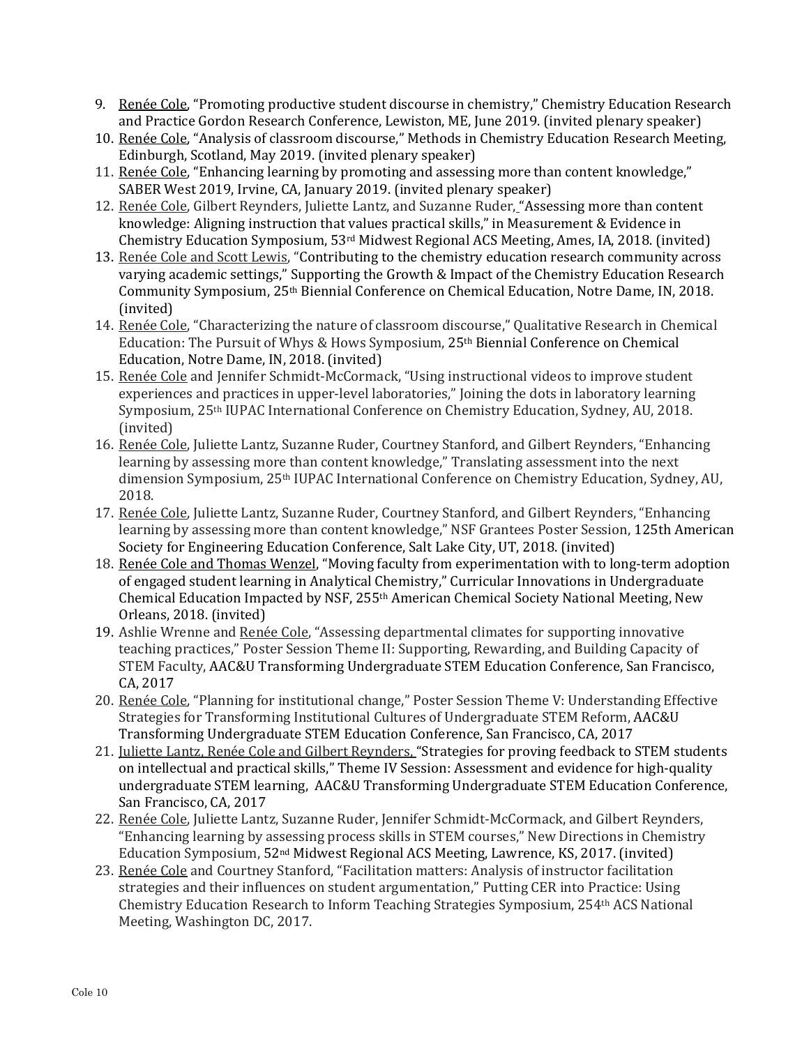9. Renée Cole, "Promoting productive student discourse in chemistry," Chemistry Education Research and Practice Gordon Research Conference, Lewiston, ME, June 2019. (invited plenary speaker)
10. Renée Cole, "Analysis of classroom discourse," Methods in Chemistry Education Research Meeting, Edinburgh, Scotland, May 2019. (invited plenary speaker)
11. Renée Cole, "Enhancing learning by promoting and assessing more than content knowledge," SABER West 2019, Irvine, CA, January 2019. (invited plenary speaker)
12. Renée Cole, Gilbert Reynders, Juliette Lantz, and Suzanne Ruder, "Assessing more than content knowledge: Aligning instruction that values practical skills," in Measurement & Evidence in Chemistry Education Symposium, 53rd Midwest Regional ACS Meeting, Ames, IA, 2018. (invited)
13. Renée Cole and Scott Lewis, "Contributing to the chemistry education research community across varying academic settings," Supporting the Growth & Impact of the Chemistry Education Research Community Symposium, 25th Biennial Conference on Chemical Education, Notre Dame, IN, 2018. (invited)
14. Renée Cole, "Characterizing the nature of classroom discourse," Qualitative Research in Chemical Education: The Pursuit of Whys & Hows Symposium, 25th Biennial Conference on Chemical Education, Notre Dame, IN, 2018. (invited)
15. Renée Cole and Jennifer Schmidt-McCormack, "Using instructional videos to improve student experiences and practices in upper-level laboratories," Joining the dots in laboratory learning Symposium, 25th IUPAC International Conference on Chemistry Education, Sydney, AU, 2018. (invited)
16. Renée Cole, Juliette Lantz, Suzanne Ruder, Courtney Stanford, and Gilbert Reynders, "Enhancing learning by assessing more than content knowledge," Translating assessment into the next dimension Symposium, 25th IUPAC International Conference on Chemistry Education, Sydney, AU, 2018.
17. Renée Cole, Juliette Lantz, Suzanne Ruder, Courtney Stanford, and Gilbert Reynders, "Enhancing learning by assessing more than content knowledge," NSF Grantees Poster Session, 125th American Society for Engineering Education Conference, Salt Lake City, UT, 2018. (invited)
18. Renée Cole and Thomas Wenzel, "Moving faculty from experimentation with to long-term adoption of engaged student learning in Analytical Chemistry," Curricular Innovations in Undergraduate Chemical Education Impacted by NSF, 255th American Chemical Society National Meeting, New Orleans, 2018. (invited)
19. Ashlie Wrenne and Renée Cole, "Assessing departmental climates for supporting innovative teaching practices," Poster Session Theme II: Supporting, Rewarding, and Building Capacity of STEM Faculty, AAC&U Transforming Undergraduate STEM Education Conference, San Francisco, CA, 2017
20. Renée Cole, "Planning for institutional change," Poster Session Theme V: Understanding Effective Strategies for Transforming Institutional Cultures of Undergraduate STEM Reform, AAC&U Transforming Undergraduate STEM Education Conference, San Francisco, CA, 2017
21. Juliette Lantz, Renée Cole and Gilbert Reynders, "Strategies for proving feedback to STEM students on intellectual and practical skills," Theme IV Session: Assessment and evidence for high-quality undergraduate STEM learning, AAC&U Transforming Undergraduate STEM Education Conference, San Francisco, CA, 2017
22. Renée Cole, Juliette Lantz, Suzanne Ruder, Jennifer Schmidt-McCormack, and Gilbert Reynders, "Enhancing learning by assessing process skills in STEM courses," New Directions in Chemistry Education Symposium, 52nd Midwest Regional ACS Meeting, Lawrence, KS, 2017. (invited)
23. Renée Cole and Courtney Stanford, "Facilitation matters: Analysis of instructor facilitation strategies and their influences on student argumentation," Putting CER into Practice: Using Chemistry Education Research to Inform Teaching Strategies Symposium, 254th ACS National Meeting, Washington DC, 2017.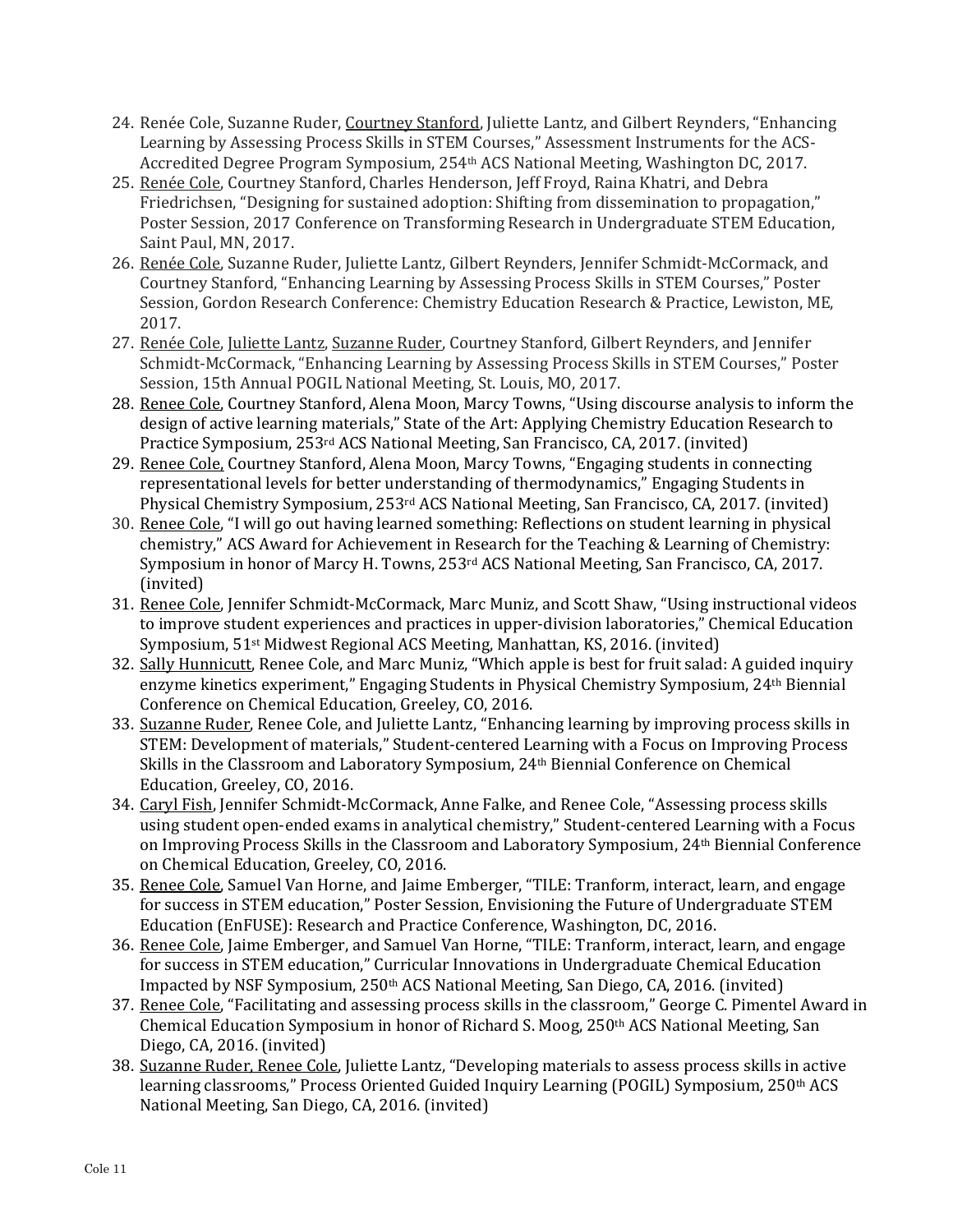24. Renée Cole, Suzanne Ruder, Courtney Stanford, Juliette Lantz, and Gilbert Reynders, "Enhancing Learning by Assessing Process Skills in STEM Courses," Assessment Instruments for the ACS-Accredited Degree Program Symposium, 254th ACS National Meeting, Washington DC, 2017.
25. Renée Cole, Courtney Stanford, Charles Henderson, Jeff Froyd, Raina Khatri, and Debra Friedrichsen, "Designing for sustained adoption: Shifting from dissemination to propagation," Poster Session, 2017 Conference on Transforming Research in Undergraduate STEM Education, Saint Paul, MN, 2017.
26. Renée Cole, Suzanne Ruder, Juliette Lantz, Gilbert Reynders, Jennifer Schmidt-McCormack, and Courtney Stanford, "Enhancing Learning by Assessing Process Skills in STEM Courses," Poster Session, Gordon Research Conference: Chemistry Education Research & Practice, Lewiston, ME, 2017.
27. Renée Cole, Juliette Lantz, Suzanne Ruder, Courtney Stanford, Gilbert Reynders, and Jennifer Schmidt-McCormack, "Enhancing Learning by Assessing Process Skills in STEM Courses," Poster Session, 15th Annual POGIL National Meeting, St. Louis, MO, 2017.
28. Renee Cole, Courtney Stanford, Alena Moon, Marcy Towns, "Using discourse analysis to inform the design of active learning materials," State of the Art: Applying Chemistry Education Research to Practice Symposium, 253rd ACS National Meeting, San Francisco, CA, 2017. (invited)
29. Renee Cole, Courtney Stanford, Alena Moon, Marcy Towns, "Engaging students in connecting representational levels for better understanding of thermodynamics," Engaging Students in Physical Chemistry Symposium, 253rd ACS National Meeting, San Francisco, CA, 2017. (invited)
30. Renee Cole, "I will go out having learned something: Reflections on student learning in physical chemistry," ACS Award for Achievement in Research for the Teaching & Learning of Chemistry: Symposium in honor of Marcy H. Towns, 253rd ACS National Meeting, San Francisco, CA, 2017. (invited)
31. Renee Cole, Jennifer Schmidt-McCormack, Marc Muniz, and Scott Shaw, "Using instructional videos to improve student experiences and practices in upper-division laboratories," Chemical Education Symposium, 51st Midwest Regional ACS Meeting, Manhattan, KS, 2016. (invited)
32. Sally Hunnicutt, Renee Cole, and Marc Muniz, "Which apple is best for fruit salad: A guided inquiry enzyme kinetics experiment," Engaging Students in Physical Chemistry Symposium, 24th Biennial Conference on Chemical Education, Greeley, CO, 2016.
33. Suzanne Ruder, Renee Cole, and Juliette Lantz, "Enhancing learning by improving process skills in STEM: Development of materials," Student-centered Learning with a Focus on Improving Process Skills in the Classroom and Laboratory Symposium, 24th Biennial Conference on Chemical Education, Greeley, CO, 2016.
34. Caryl Fish, Jennifer Schmidt-McCormack, Anne Falke, and Renee Cole, "Assessing process skills using student open-ended exams in analytical chemistry," Student-centered Learning with a Focus on Improving Process Skills in the Classroom and Laboratory Symposium, 24th Biennial Conference on Chemical Education, Greeley, CO, 2016.
35. Renee Cole, Samuel Van Horne, and Jaime Emberger, "TILE: Tranform, interact, learn, and engage for success in STEM education," Poster Session, Envisioning the Future of Undergraduate STEM Education (EnFUSE): Research and Practice Conference, Washington, DC, 2016.
36. Renee Cole, Jaime Emberger, and Samuel Van Horne, "TILE: Tranform, interact, learn, and engage for success in STEM education," Curricular Innovations in Undergraduate Chemical Education Impacted by NSF Symposium, 250th ACS National Meeting, San Diego, CA, 2016. (invited)
37. Renee Cole, "Facilitating and assessing process skills in the classroom," George C. Pimentel Award in Chemical Education Symposium in honor of Richard S. Moog, 250th ACS National Meeting, San Diego, CA, 2016. (invited)
38. Suzanne Ruder, Renee Cole, Juliette Lantz, "Developing materials to assess process skills in active learning classrooms," Process Oriented Guided Inquiry Learning (POGIL) Symposium, 250th ACS National Meeting, San Diego, CA, 2016. (invited)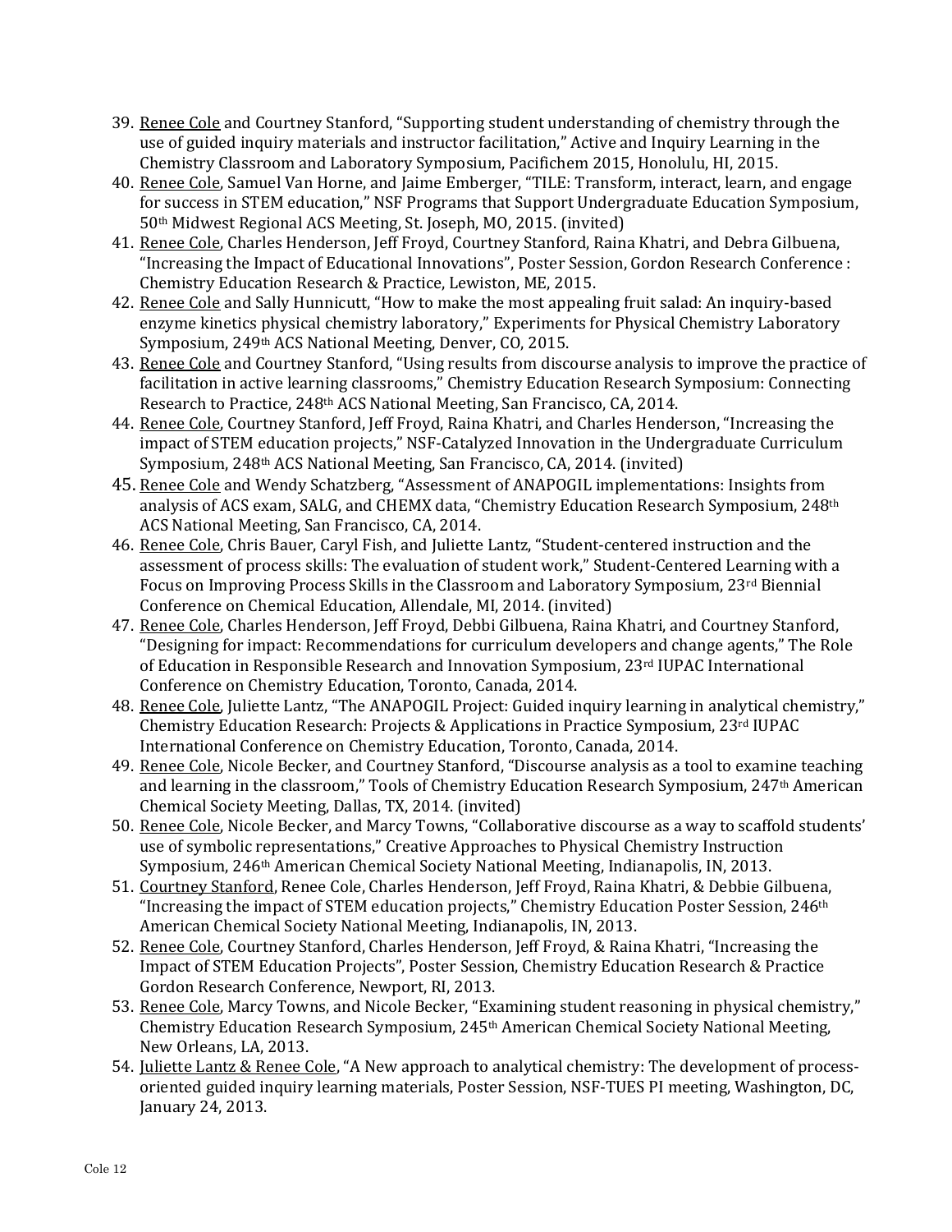39. Renee Cole and Courtney Stanford, "Supporting student understanding of chemistry through the use of guided inquiry materials and instructor facilitation," Active and Inquiry Learning in the Chemistry Classroom and Laboratory Symposium, Pacifichem 2015, Honolulu, HI, 2015.
40. Renee Cole, Samuel Van Horne, and Jaime Emberger, "TILE: Transform, interact, learn, and engage for success in STEM education," NSF Programs that Support Undergraduate Education Symposium, 50th Midwest Regional ACS Meeting, St. Joseph, MO, 2015. (invited)
41. Renee Cole, Charles Henderson, Jeff Froyd, Courtney Stanford, Raina Khatri, and Debra Gilbuena, "Increasing the Impact of Educational Innovations", Poster Session, Gordon Research Conference : Chemistry Education Research & Practice, Lewiston, ME, 2015.
42. Renee Cole and Sally Hunnicutt, "How to make the most appealing fruit salad: An inquiry-based enzyme kinetics physical chemistry laboratory," Experiments for Physical Chemistry Laboratory Symposium, 249th ACS National Meeting, Denver, CO, 2015.
43. Renee Cole and Courtney Stanford, "Using results from discourse analysis to improve the practice of facilitation in active learning classrooms," Chemistry Education Research Symposium: Connecting Research to Practice, 248th ACS National Meeting, San Francisco, CA, 2014.
44. Renee Cole, Courtney Stanford, Jeff Froyd, Raina Khatri, and Charles Henderson, "Increasing the impact of STEM education projects," NSF-Catalyzed Innovation in the Undergraduate Curriculum Symposium, 248th ACS National Meeting, San Francisco, CA, 2014. (invited)
45. Renee Cole and Wendy Schatzberg, "Assessment of ANAPOGIL implementations: Insights from analysis of ACS exam, SALG, and CHEMX data, "Chemistry Education Research Symposium, 248th ACS National Meeting, San Francisco, CA, 2014.
46. Renee Cole, Chris Bauer, Caryl Fish, and Juliette Lantz, "Student-centered instruction and the assessment of process skills: The evaluation of student work," Student-Centered Learning with a Focus on Improving Process Skills in the Classroom and Laboratory Symposium, 23rd Biennial Conference on Chemical Education, Allendale, MI, 2014. (invited)
47. Renee Cole, Charles Henderson, Jeff Froyd, Debbi Gilbuena, Raina Khatri, and Courtney Stanford, "Designing for impact: Recommendations for curriculum developers and change agents," The Role of Education in Responsible Research and Innovation Symposium, 23rd IUPAC International Conference on Chemistry Education, Toronto, Canada, 2014.
48. Renee Cole, Juliette Lantz, "The ANAPOGIL Project: Guided inquiry learning in analytical chemistry," Chemistry Education Research: Projects & Applications in Practice Symposium, 23rd IUPAC International Conference on Chemistry Education, Toronto, Canada, 2014.
49. Renee Cole, Nicole Becker, and Courtney Stanford, "Discourse analysis as a tool to examine teaching and learning in the classroom," Tools of Chemistry Education Research Symposium, 247th American Chemical Society Meeting, Dallas, TX, 2014. (invited)
50. Renee Cole, Nicole Becker, and Marcy Towns, "Collaborative discourse as a way to scaffold students' use of symbolic representations," Creative Approaches to Physical Chemistry Instruction Symposium, 246th American Chemical Society National Meeting, Indianapolis, IN, 2013.
51. Courtney Stanford, Renee Cole, Charles Henderson, Jeff Froyd, Raina Khatri, & Debbie Gilbuena, "Increasing the impact of STEM education projects," Chemistry Education Poster Session, 246th American Chemical Society National Meeting, Indianapolis, IN, 2013.
52. Renee Cole, Courtney Stanford, Charles Henderson, Jeff Froyd, & Raina Khatri, "Increasing the Impact of STEM Education Projects", Poster Session, Chemistry Education Research & Practice Gordon Research Conference, Newport, RI, 2013.
53. Renee Cole, Marcy Towns, and Nicole Becker, "Examining student reasoning in physical chemistry," Chemistry Education Research Symposium, 245th American Chemical Society National Meeting, New Orleans, LA, 2013.
54. Juliette Lantz & Renee Cole, "A New approach to analytical chemistry: The development of process-oriented guided inquiry learning materials, Poster Session, NSF-TUES PI meeting, Washington, DC, January 24, 2013.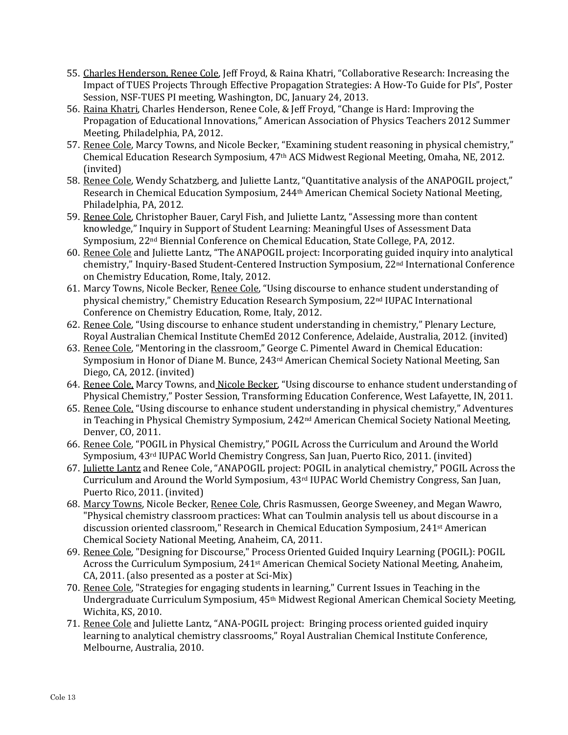55. Charles Henderson, Renee Cole, Jeff Froyd, & Raina Khatri, "Collaborative Research: Increasing the Impact of TUES Projects Through Effective Propagation Strategies: A How-To Guide for PIs", Poster Session, NSF-TUES PI meeting, Washington, DC, January 24, 2013.
56. Raina Khatri, Charles Henderson, Renee Cole, & Jeff Froyd, "Change is Hard: Improving the Propagation of Educational Innovations," American Association of Physics Teachers 2012 Summer Meeting, Philadelphia, PA, 2012.
57. Renee Cole, Marcy Towns, and Nicole Becker, "Examining student reasoning in physical chemistry," Chemical Education Research Symposium, 47th ACS Midwest Regional Meeting, Omaha, NE, 2012. (invited)
58. Renee Cole, Wendy Schatzberg, and Juliette Lantz, "Quantitative analysis of the ANAPOGIL project," Research in Chemical Education Symposium, 244th American Chemical Society National Meeting, Philadelphia, PA, 2012.
59. Renee Cole, Christopher Bauer, Caryl Fish, and Juliette Lantz, "Assessing more than content knowledge," Inquiry in Support of Student Learning: Meaningful Uses of Assessment Data Symposium, 22nd Biennial Conference on Chemical Education, State College, PA, 2012.
60. Renee Cole and Juliette Lantz, "The ANAPOGIL project: Incorporating guided inquiry into analytical chemistry," Inquiry-Based Student-Centered Instruction Symposium, 22nd International Conference on Chemistry Education, Rome, Italy, 2012.
61. Marcy Towns, Nicole Becker, Renee Cole, "Using discourse to enhance student understanding of physical chemistry," Chemistry Education Research Symposium, 22nd IUPAC International Conference on Chemistry Education, Rome, Italy, 2012.
62. Renee Cole, "Using discourse to enhance student understanding in chemistry," Plenary Lecture, Royal Australian Chemical Institute ChemEd 2012 Conference, Adelaide, Australia, 2012. (invited)
63. Renee Cole, "Mentoring in the classroom," George C. Pimentel Award in Chemical Education: Symposium in Honor of Diane M. Bunce, 243rd American Chemical Society National Meeting, San Diego, CA, 2012. (invited)
64. Renee Cole, Marcy Towns, and Nicole Becker, "Using discourse to enhance student understanding of Physical Chemistry," Poster Session, Transforming Education Conference, West Lafayette, IN, 2011.
65. Renee Cole, "Using discourse to enhance student understanding in physical chemistry," Adventures in Teaching in Physical Chemistry Symposium, 242nd American Chemical Society National Meeting, Denver, CO, 2011.
66. Renee Cole, "POGIL in Physical Chemistry," POGIL Across the Curriculum and Around the World Symposium, 43rd IUPAC World Chemistry Congress, San Juan, Puerto Rico, 2011. (invited)
67. Juliette Lantz and Renee Cole, "ANAPOGIL project: POGIL in analytical chemistry," POGIL Across the Curriculum and Around the World Symposium, 43rd IUPAC World Chemistry Congress, San Juan, Puerto Rico, 2011. (invited)
68. Marcy Towns, Nicole Becker, Renee Cole, Chris Rasmussen, George Sweeney, and Megan Wawro, "Physical chemistry classroom practices: What can Toulmin analysis tell us about discourse in a discussion oriented classroom," Research in Chemical Education Symposium, 241st American Chemical Society National Meeting, Anaheim, CA, 2011.
69. Renee Cole, "Designing for Discourse," Process Oriented Guided Inquiry Learning (POGIL): POGIL Across the Curriculum Symposium, 241st American Chemical Society National Meeting, Anaheim, CA, 2011. (also presented as a poster at Sci-Mix)
70. Renee Cole, "Strategies for engaging students in learning," Current Issues in Teaching in the Undergraduate Curriculum Symposium, 45th Midwest Regional American Chemical Society Meeting, Wichita, KS, 2010.
71. Renee Cole and Juliette Lantz, "ANA-POGIL project: Bringing process oriented guided inquiry learning to analytical chemistry classrooms," Royal Australian Chemical Institute Conference, Melbourne, Australia, 2010.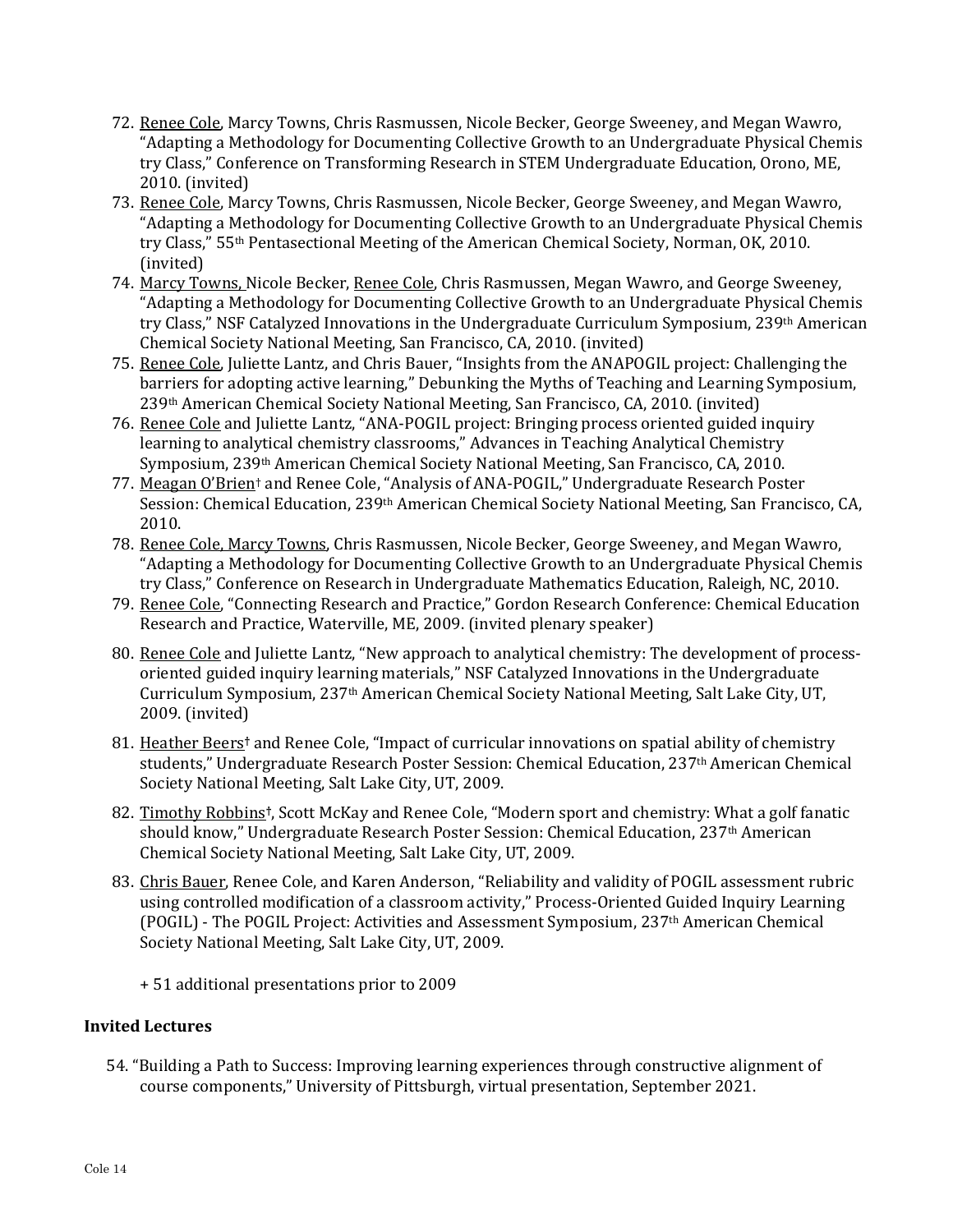72. Renee Cole, Marcy Towns, Chris Rasmussen, Nicole Becker, George Sweeney, and Megan Wawro, "Adapting a Methodology for Documenting Collective Growth to an Undergraduate Physical Chemis try Class," Conference on Transforming Research in STEM Undergraduate Education, Orono, ME, 2010. (invited)
73. Renee Cole, Marcy Towns, Chris Rasmussen, Nicole Becker, George Sweeney, and Megan Wawro, "Adapting a Methodology for Documenting Collective Growth to an Undergraduate Physical Chemis try Class," 55th Pentasectional Meeting of the American Chemical Society, Norman, OK, 2010. (invited)
74. Marcy Towns, Nicole Becker, Renee Cole, Chris Rasmussen, Megan Wawro, and George Sweeney, "Adapting a Methodology for Documenting Collective Growth to an Undergraduate Physical Chemis try Class," NSF Catalyzed Innovations in the Undergraduate Curriculum Symposium, 239th American Chemical Society National Meeting, San Francisco, CA, 2010. (invited)
75. Renee Cole, Juliette Lantz, and Chris Bauer, "Insights from the ANAPOGIL project: Challenging the barriers for adopting active learning," Debunking the Myths of Teaching and Learning Symposium, 239th American Chemical Society National Meeting, San Francisco, CA, 2010. (invited)
76. Renee Cole and Juliette Lantz, "ANA-POGIL project: Bringing process oriented guided inquiry learning to analytical chemistry classrooms," Advances in Teaching Analytical Chemistry Symposium, 239th American Chemical Society National Meeting, San Francisco, CA, 2010.
77. Meagan O'Brien† and Renee Cole, "Analysis of ANA-POGIL," Undergraduate Research Poster Session: Chemical Education, 239th American Chemical Society National Meeting, San Francisco, CA, 2010.
78. Renee Cole, Marcy Towns, Chris Rasmussen, Nicole Becker, George Sweeney, and Megan Wawro, "Adapting a Methodology for Documenting Collective Growth to an Undergraduate Physical Chemis try Class," Conference on Research in Undergraduate Mathematics Education, Raleigh, NC, 2010.
79. Renee Cole, "Connecting Research and Practice," Gordon Research Conference: Chemical Education Research and Practice, Waterville, ME, 2009. (invited plenary speaker)
80. Renee Cole and Juliette Lantz, "New approach to analytical chemistry: The development of process-oriented guided inquiry learning materials," NSF Catalyzed Innovations in the Undergraduate Curriculum Symposium, 237th American Chemical Society National Meeting, Salt Lake City, UT, 2009. (invited)
81. Heather Beers† and Renee Cole, "Impact of curricular innovations on spatial ability of chemistry students," Undergraduate Research Poster Session: Chemical Education, 237th American Chemical Society National Meeting, Salt Lake City, UT, 2009.
82. Timothy Robbins†, Scott McKay and Renee Cole, "Modern sport and chemistry: What a golf fanatic should know," Undergraduate Research Poster Session: Chemical Education, 237th American Chemical Society National Meeting, Salt Lake City, UT, 2009.
83. Chris Bauer, Renee Cole, and Karen Anderson, "Reliability and validity of POGIL assessment rubric using controlled modification of a classroom activity," Process-Oriented Guided Inquiry Learning (POGIL) - The POGIL Project: Activities and Assessment Symposium, 237th American Chemical Society National Meeting, Salt Lake City, UT, 2009.

    + 51 additional presentations prior to 2009

**Invited Lectures**

54. "Building a Path to Success: Improving learning experiences through constructive alignment of course components," University of Pittsburgh, virtual presentation, September 2021.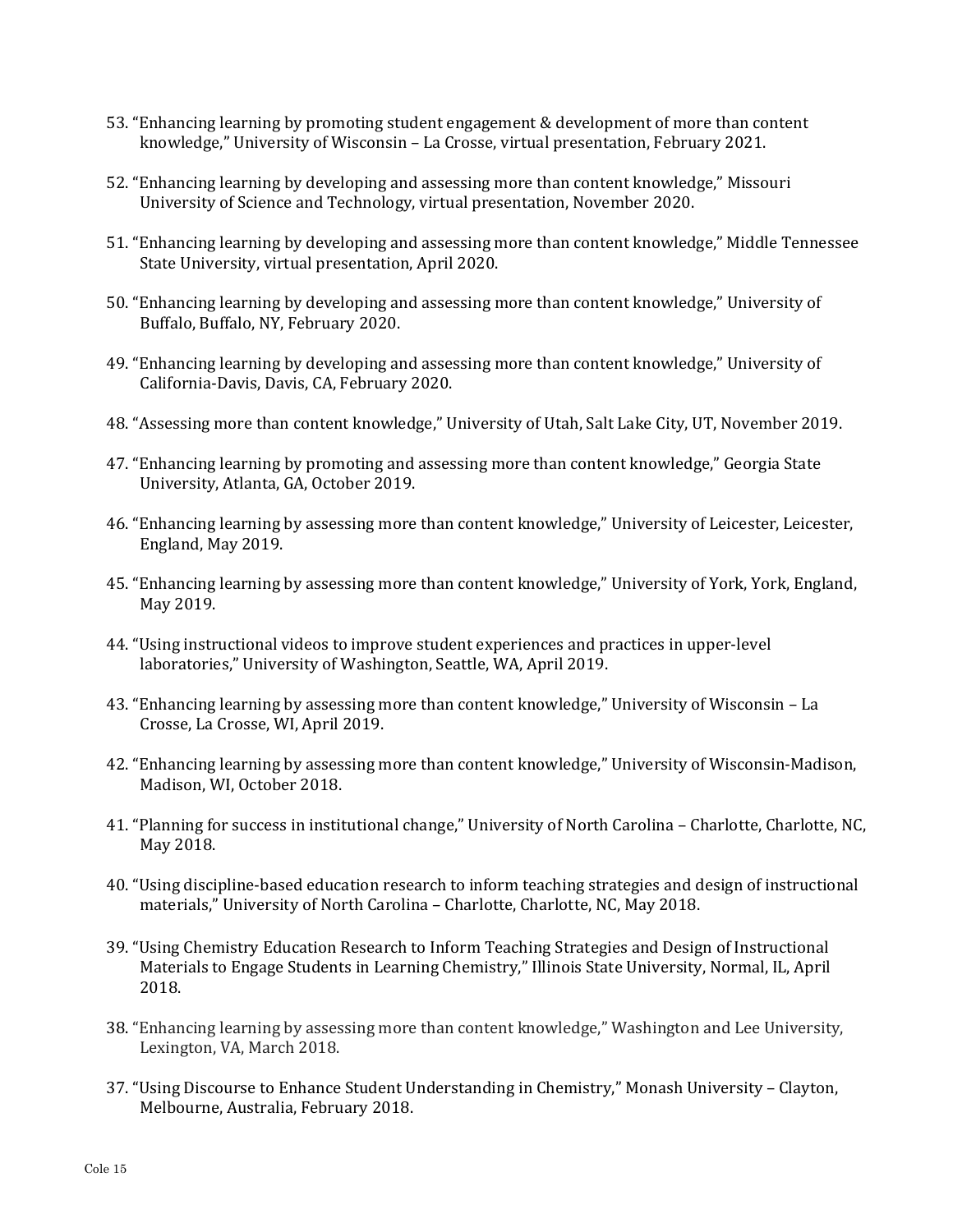53. "Enhancing learning by promoting student engagement & development of more than content knowledge," University of Wisconsin – La Crosse, virtual presentation, February 2021.

52. "Enhancing learning by developing and assessing more than content knowledge," Missouri University of Science and Technology, virtual presentation, November 2020.

51. "Enhancing learning by developing and assessing more than content knowledge," Middle Tennessee State University, virtual presentation, April 2020.

50. "Enhancing learning by developing and assessing more than content knowledge," University of Buffalo, Buffalo, NY, February 2020.

49. "Enhancing learning by developing and assessing more than content knowledge," University of California-Davis, Davis, CA, February 2020.

48. "Assessing more than content knowledge," University of Utah, Salt Lake City, UT, November 2019.

47. "Enhancing learning by promoting and assessing more than content knowledge," Georgia State University, Atlanta, GA, October 2019.

46. "Enhancing learning by assessing more than content knowledge," University of Leicester, Leicester, England, May 2019.

45. "Enhancing learning by assessing more than content knowledge," University of York, York, England, May 2019.

44. "Using instructional videos to improve student experiences and practices in upper-level laboratories," University of Washington, Seattle, WA, April 2019.

43. "Enhancing learning by assessing more than content knowledge," University of Wisconsin – La Crosse, La Crosse, WI, April 2019.

42. "Enhancing learning by assessing more than content knowledge," University of Wisconsin-Madison, Madison, WI, October 2018.

41. "Planning for success in institutional change," University of North Carolina – Charlotte, Charlotte, NC, May 2018.

40. "Using discipline-based education research to inform teaching strategies and design of instructional materials," University of North Carolina – Charlotte, Charlotte, NC, May 2018.

39. "Using Chemistry Education Research to Inform Teaching Strategies and Design of Instructional Materials to Engage Students in Learning Chemistry," Illinois State University, Normal, IL, April 2018.

38. "Enhancing learning by assessing more than content knowledge," Washington and Lee University, Lexington, VA, March 2018.

37. "Using Discourse to Enhance Student Understanding in Chemistry," Monash University – Clayton, Melbourne, Australia, February 2018.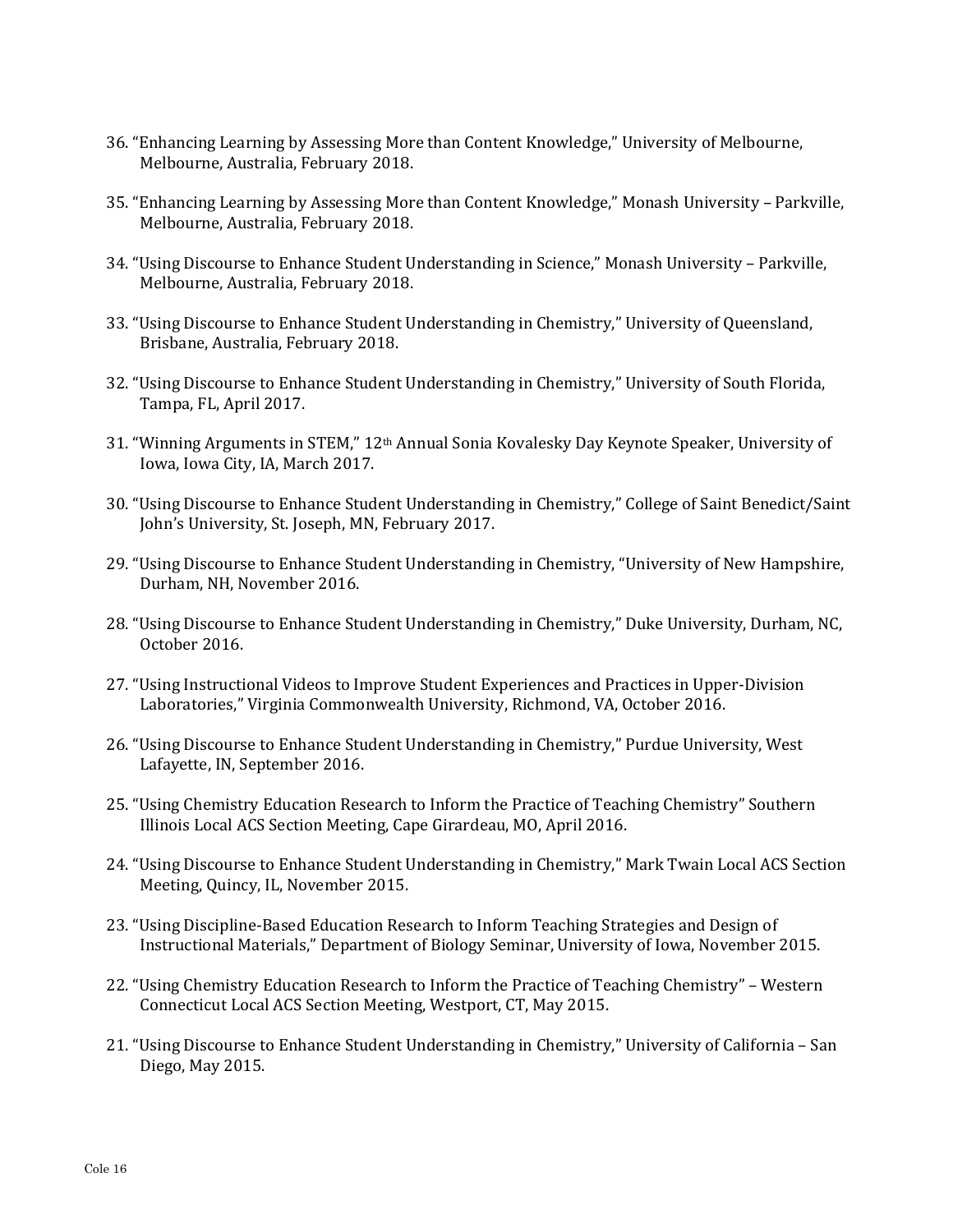36. "Enhancing Learning by Assessing More than Content Knowledge," University of Melbourne, Melbourne, Australia, February 2018.

35. "Enhancing Learning by Assessing More than Content Knowledge," Monash University – Parkville, Melbourne, Australia, February 2018.

34. "Using Discourse to Enhance Student Understanding in Science," Monash University – Parkville, Melbourne, Australia, February 2018.

33. "Using Discourse to Enhance Student Understanding in Chemistry," University of Queensland, Brisbane, Australia, February 2018.

32. "Using Discourse to Enhance Student Understanding in Chemistry," University of South Florida, Tampa, FL, April 2017.

31. "Winning Arguments in STEM," 12th Annual Sonia Kovalesky Day Keynote Speaker, University of Iowa, Iowa City, IA, March 2017.

30. "Using Discourse to Enhance Student Understanding in Chemistry," College of Saint Benedict/Saint John's University, St. Joseph, MN, February 2017.

29. "Using Discourse to Enhance Student Understanding in Chemistry, "University of New Hampshire, Durham, NH, November 2016.

28. "Using Discourse to Enhance Student Understanding in Chemistry," Duke University, Durham, NC, October 2016.

27. "Using Instructional Videos to Improve Student Experiences and Practices in Upper-Division Laboratories," Virginia Commonwealth University, Richmond, VA, October 2016.

26. "Using Discourse to Enhance Student Understanding in Chemistry," Purdue University, West Lafayette, IN, September 2016.

25. "Using Chemistry Education Research to Inform the Practice of Teaching Chemistry" Southern Illinois Local ACS Section Meeting, Cape Girardeau, MO, April 2016.

24. "Using Discourse to Enhance Student Understanding in Chemistry," Mark Twain Local ACS Section Meeting, Quincy, IL, November 2015.

23. "Using Discipline-Based Education Research to Inform Teaching Strategies and Design of Instructional Materials," Department of Biology Seminar, University of Iowa, November 2015.

22. "Using Chemistry Education Research to Inform the Practice of Teaching Chemistry" – Western Connecticut Local ACS Section Meeting, Westport, CT, May 2015.

21. "Using Discourse to Enhance Student Understanding in Chemistry," University of California – San Diego, May 2015.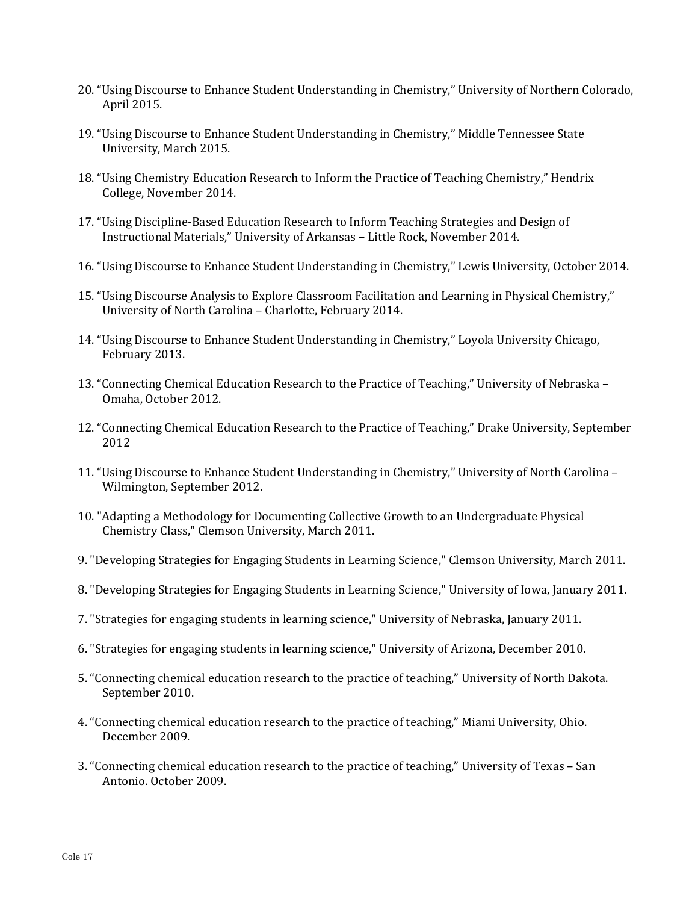20. "Using Discourse to Enhance Student Understanding in Chemistry," University of Northern Colorado, April 2015.

19. "Using Discourse to Enhance Student Understanding in Chemistry," Middle Tennessee State University, March 2015.

18. "Using Chemistry Education Research to Inform the Practice of Teaching Chemistry," Hendrix College, November 2014.

17. "Using Discipline-Based Education Research to Inform Teaching Strategies and Design of Instructional Materials," University of Arkansas – Little Rock, November 2014.

16. "Using Discourse to Enhance Student Understanding in Chemistry," Lewis University, October 2014.

15. "Using Discourse Analysis to Explore Classroom Facilitation and Learning in Physical Chemistry," University of North Carolina – Charlotte, February 2014.

14. "Using Discourse to Enhance Student Understanding in Chemistry," Loyola University Chicago, February 2013.

13. "Connecting Chemical Education Research to the Practice of Teaching," University of Nebraska – Omaha, October 2012.

12. "Connecting Chemical Education Research to the Practice of Teaching," Drake University, September 2012

11. "Using Discourse to Enhance Student Understanding in Chemistry," University of North Carolina – Wilmington, September 2012.

10. "Adapting a Methodology for Documenting Collective Growth to an Undergraduate Physical Chemistry Class," Clemson University, March 2011.

9. "Developing Strategies for Engaging Students in Learning Science," Clemson University, March 2011.

8. "Developing Strategies for Engaging Students in Learning Science," University of Iowa, January 2011.

7. "Strategies for engaging students in learning science," University of Nebraska, January 2011.

6. "Strategies for engaging students in learning science," University of Arizona, December 2010.

5. "Connecting chemical education research to the practice of teaching," University of North Dakota. September 2010.

4. "Connecting chemical education research to the practice of teaching," Miami University, Ohio. December 2009.

3. "Connecting chemical education research to the practice of teaching," University of Texas – San Antonio. October 2009.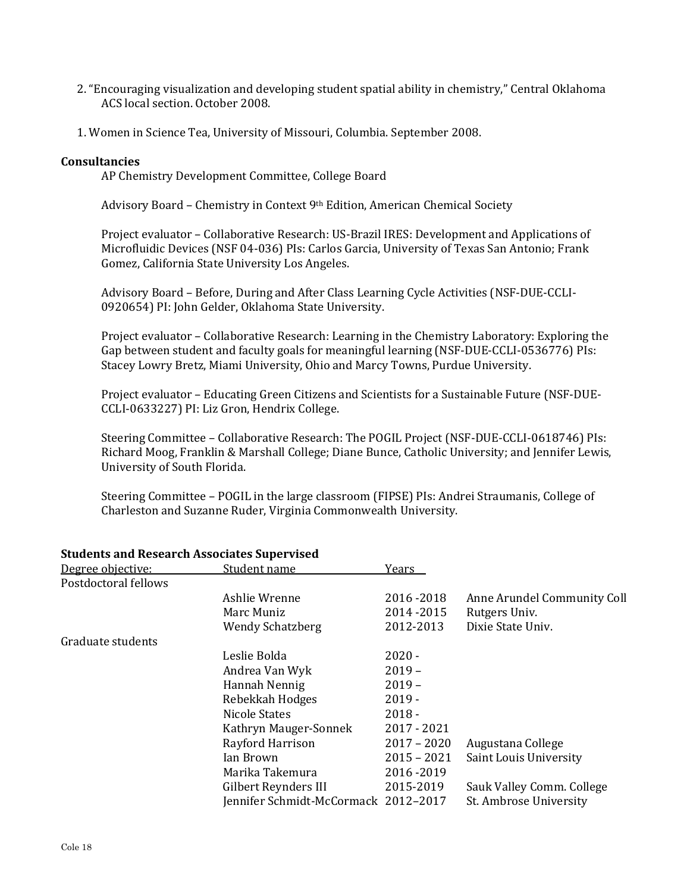2. "Encouraging visualization and developing student spatial ability in chemistry," Central Oklahoma ACS local section. October 2008.

1. Women in Science Tea, University of Missouri, Columbia. September 2008.

**Consultancies**

AP Chemistry Development Committee, College Board

Advisory Board – Chemistry in Context 9th Edition, American Chemical Society

Project evaluator – Collaborative Research: US-Brazil IRES: Development and Applications of Microfluidic Devices (NSF 04-036) PIs: Carlos Garcia, University of Texas San Antonio; Frank Gomez, California State University Los Angeles.

Advisory Board – Before, During and After Class Learning Cycle Activities (NSF-DUE-CCLI-0920654) PI: John Gelder, Oklahoma State University.

Project evaluator – Collaborative Research: Learning in the Chemistry Laboratory: Exploring the Gap between student and faculty goals for meaningful learning (NSF-DUE-CCLI-0536776) PIs: Stacey Lowry Bretz, Miami University, Ohio and Marcy Towns, Purdue University.

Project evaluator – Educating Green Citizens and Scientists for a Sustainable Future (NSF-DUE-CCLI-0633227) PI: Liz Gron, Hendrix College.

Steering Committee – Collaborative Research: The POGIL Project (NSF-DUE-CCLI-0618746) PIs: Richard Moog, Franklin & Marshall College; Diane Bunce, Catholic University; and Jennifer Lewis, University of South Florida.

Steering Committee – POGIL in the large classroom (FIPSE) PIs: Andrei Straumanis, College of Charleston and Suzanne Ruder, Virginia Commonwealth University.

**Students and Research Associates Supervised**

| Degree objective: | Student name | Years | |
|---|---|---|---|
| Postdoctoral fellows | | | |
| | Ashlie Wrenne | 2016 -2018 | Anne Arundel Community Coll |
| | Marc Muniz | 2014 -2015 | Rutgers Univ. |
| | Wendy Schatzberg | 2012-2013 | Dixie State Univ. |
| Graduate students | | | |
| | Leslie Bolda | 2020 - | |
| | Andrea Van Wyk | 2019 – | |
| | Hannah Nennig | 2019 – | |
| | Rebekkah Hodges | 2019 - | |
| | Nicole States | 2018 - | |
| | Kathryn Mauger-Sonnek | 2017 - 2021 | |
| | Rayford Harrison | 2017 – 2020 | Augustana College |
| | Ian Brown | 2015 – 2021 | Saint Louis University |
| | Marika Takemura | 2016 -2019 | |
| | Gilbert Reynders III | 2015-2019 | Sauk Valley Comm. College |
| | Jennifer Schmidt-McCormack | 2012–2017 | St. Ambrose University |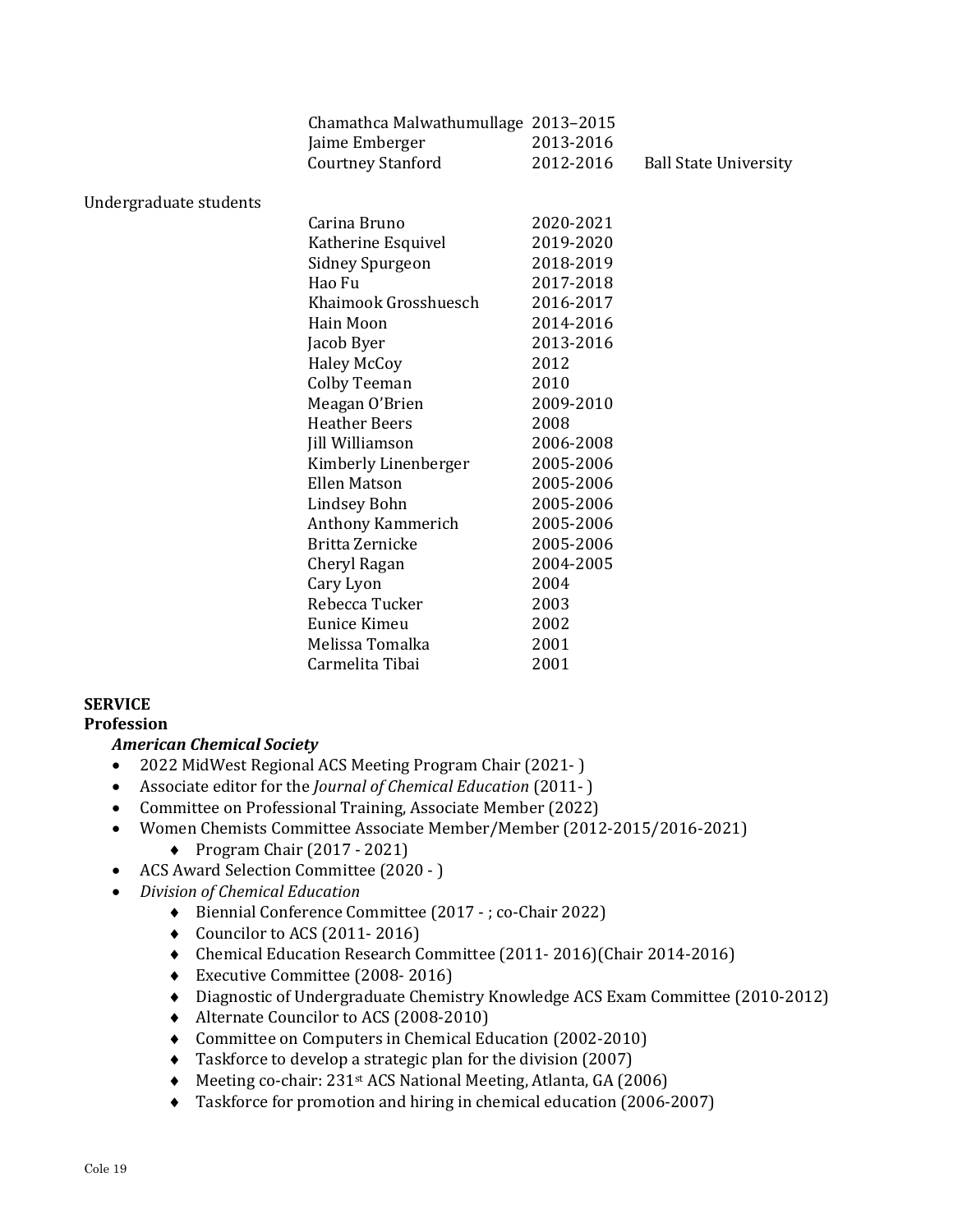| | | | |
|---|---|---|---|
| | Chamathca Malwathumullage | 2013–2015 | |
| | Jaime Emberger | 2013-2016 | |
| | Courtney Stanford | 2012-2016 | Ball State University |
| Undergraduate students | | | |
| | Carina Bruno | 2020-2021 | |
| | Katherine Esquivel | 2019-2020 | |
| | Sidney Spurgeon | 2018-2019 | |
| | Hao Fu | 2017-2018 | |
| | Khaimook Grosshuesch | 2016-2017 | |
| | Hain Moon | 2014-2016 | |
| | Jacob Byer | 2013-2016 | |
| | Haley McCoy | 2012 | |
| | Colby Teeman | 2010 | |
| | Meagan O'Brien | 2009-2010 | |
| | Heather Beers | 2008 | |
| | Jill Williamson | 2006-2008 | |
| | Kimberly Linenberger | 2005-2006 | |
| | Ellen Matson | 2005-2006 | |
| | Lindsey Bohn | 2005-2006 | |
| | Anthony Kammerich | 2005-2006 | |
| | Britta Zernicke | 2005-2006 | |
| | Cheryl Ragan | 2004-2005 | |
| | Cary Lyon | 2004 | |
| | Rebecca Tucker | 2003 | |
| | Eunice Kimeu | 2002 | |
| | Melissa Tomalka | 2001 | |
| | Carmelita Tibai | 2001 | |

## SERVICE

### Profession

***American Chemical Society***

- 2022 MidWest Regional ACS Meeting Program Chair (2021- )
- Associate editor for the *Journal of Chemical Education* (2011- )
- Committee on Professional Training, Associate Member (2022)
- Women Chemists Committee Associate Member/Member (2012-2015/2016-2021)
    - Program Chair (2017 - 2021)
- ACS Award Selection Committee (2020 - )
- *Division of Chemical Education*
    - Biennial Conference Committee (2017 - ; co-Chair 2022)
    - Councilor to ACS (2011- 2016)
    - Chemical Education Research Committee (2011- 2016)(Chair 2014-2016)
    - Executive Committee (2008- 2016)
    - Diagnostic of Undergraduate Chemistry Knowledge ACS Exam Committee (2010-2012)
    - Alternate Councilor to ACS (2008-2010)
    - Committee on Computers in Chemical Education (2002-2010)
    - Taskforce to develop a strategic plan for the division (2007)
    - Meeting co-chair: 231st ACS National Meeting, Atlanta, GA (2006)
    - Taskforce for promotion and hiring in chemical education (2006-2007)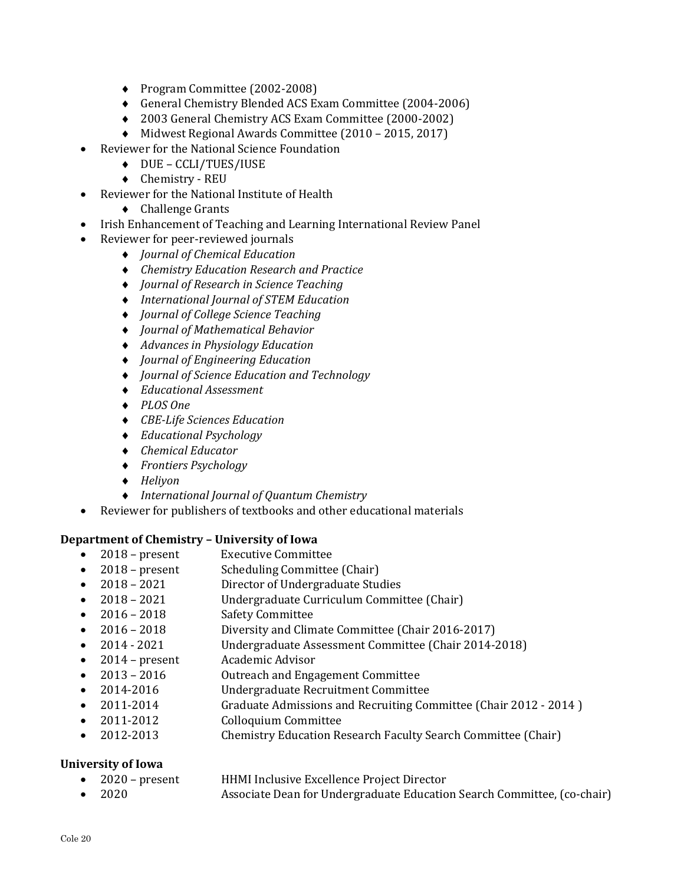- Program Committee (2002-2008)
  - General Chemistry Blended ACS Exam Committee (2004-2006)
  - 2003 General Chemistry ACS Exam Committee (2000-2002)
  - Midwest Regional Awards Committee (2010 – 2015, 2017)
- Reviewer for the National Science Foundation
  - DUE – CCLI/TUES/IUSE
  - Chemistry - REU
- Reviewer for the National Institute of Health
  - Challenge Grants
- Irish Enhancement of Teaching and Learning International Review Panel
- Reviewer for peer-reviewed journals
  - *Journal of Chemical Education*
  - *Chemistry Education Research and Practice*
  - *Journal of Research in Science Teaching*
  - *International Journal of STEM Education*
  - *Journal of College Science Teaching*
  - *Journal of Mathematical Behavior*
  - *Advances in Physiology Education*
  - *Journal of Engineering Education*
  - *Journal of Science Education and Technology*
  - *Educational Assessment*
  - *PLOS One*
  - *CBE-Life Sciences Education*
  - *Educational Psychology*
  - *Chemical Educator*
  - *Frontiers Psychology*
  - *Heliyon*
  - *International Journal of Quantum Chemistry*
- Reviewer for publishers of textbooks and other educational materials

**Department of Chemistry – University of Iowa**

- 2018 – present Executive Committee
- 2018 – present Scheduling Committee (Chair)
- 2018 – 2021 Director of Undergraduate Studies
- 2018 – 2021 Undergraduate Curriculum Committee (Chair)
- 2016 – 2018 Safety Committee
- 2016 – 2018 Diversity and Climate Committee (Chair 2016-2017)
- 2014 - 2021 Undergraduate Assessment Committee (Chair 2014-2018)
- 2014 – present Academic Advisor
- 2013 – 2016 Outreach and Engagement Committee
- 2014-2016 Undergraduate Recruitment Committee
- 2011-2014 Graduate Admissions and Recruiting Committee (Chair 2012 - 2014 )
- 2011-2012 Colloquium Committee
- 2012-2013 Chemistry Education Research Faculty Search Committee (Chair)

**University of Iowa**

- 2020 – present HHMI Inclusive Excellence Project Director
- 2020 Associate Dean for Undergraduate Education Search Committee, (co-chair)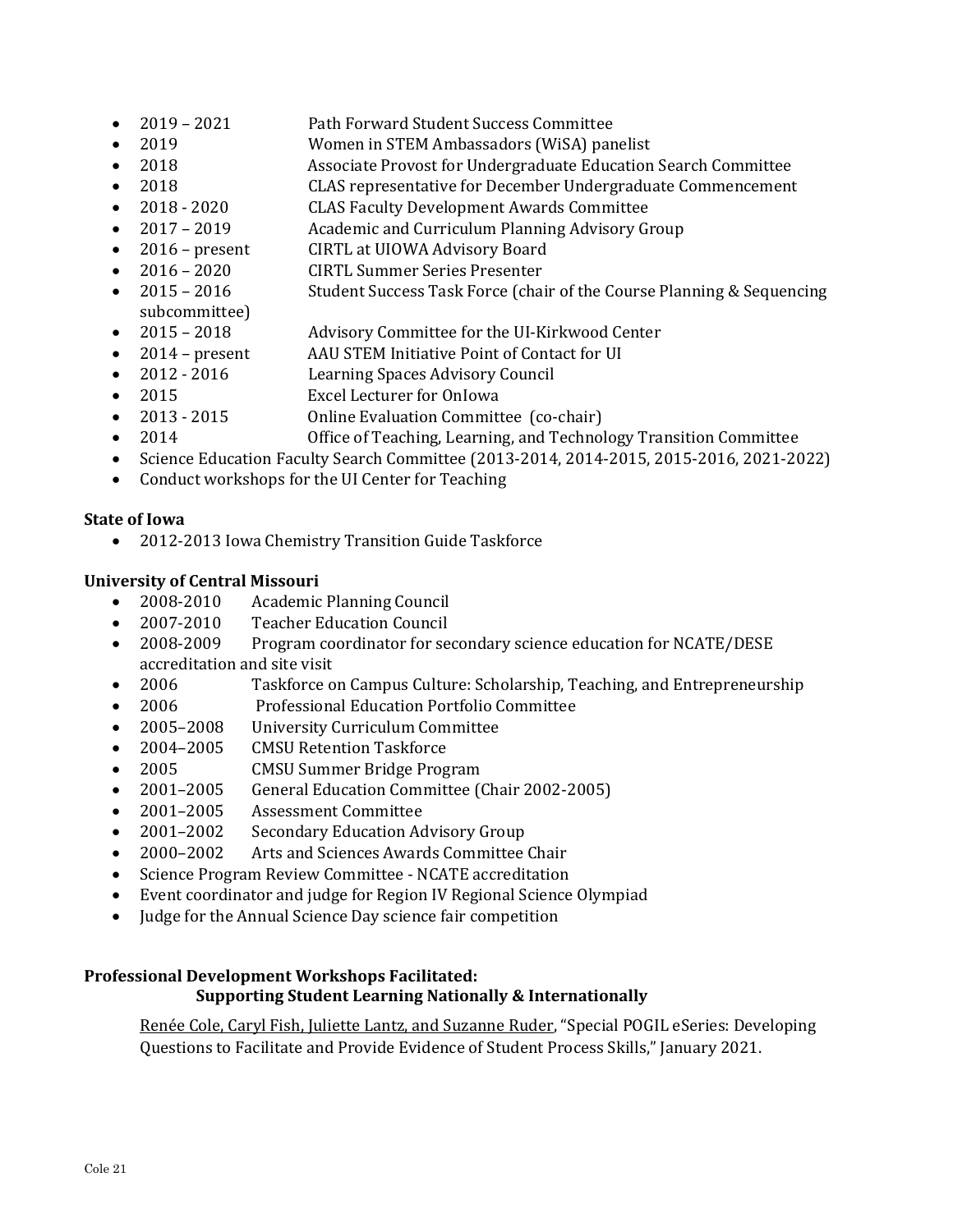- 2019 – 2021 Path Forward Student Success Committee
- 2019 Women in STEM Ambassadors (WiSA) panelist
- 2018 Associate Provost for Undergraduate Education Search Committee
- 2018 CLAS representative for December Undergraduate Commencement
- 2018 - 2020 CLAS Faculty Development Awards Committee
- 2017 – 2019 Academic and Curriculum Planning Advisory Group
- 2016 – present CIRTL at UIOWA Advisory Board
- 2016 – 2020 CIRTL Summer Series Presenter
- 2015 – 2016 Student Success Task Force (chair of the Course Planning & Sequencing subcommittee)
- 2015 – 2018 Advisory Committee for the UI-Kirkwood Center
- 2014 – present AAU STEM Initiative Point of Contact for UI
- 2012 - 2016 Learning Spaces Advisory Council
- 2015 Excel Lecturer for OnIowa
- 2013 - 2015 Online Evaluation Committee (co-chair)
- 2014 Office of Teaching, Learning, and Technology Transition Committee
- Science Education Faculty Search Committee (2013-2014, 2014-2015, 2015-2016, 2021-2022)
- Conduct workshops for the UI Center for Teaching

**State of Iowa**

- 2012-2013 Iowa Chemistry Transition Guide Taskforce

**University of Central Missouri**

- 2008-2010 Academic Planning Council
- 2007-2010 Teacher Education Council
- 2008-2009 Program coordinator for secondary science education for NCATE/DESE accreditation and site visit
- 2006 Taskforce on Campus Culture: Scholarship, Teaching, and Entrepreneurship
- 2006 Professional Education Portfolio Committee
- 2005–2008 University Curriculum Committee
- 2004–2005 CMSU Retention Taskforce
- 2005 CMSU Summer Bridge Program
- 2001–2005 General Education Committee (Chair 2002-2005)
- 2001–2005 Assessment Committee
- 2001–2002 Secondary Education Advisory Group
- 2000–2002 Arts and Sciences Awards Committee Chair
- Science Program Review Committee - NCATE accreditation
- Event coordinator and judge for Region IV Regional Science Olympiad
- Judge for the Annual Science Day science fair competition

**Professional Development Workshops Facilitated:**

**Supporting Student Learning Nationally & Internationally**

Renée Cole, Caryl Fish, Juliette Lantz, and Suzanne Ruder, "Special POGIL eSeries: Developing Questions to Facilitate and Provide Evidence of Student Process Skills," January 2021.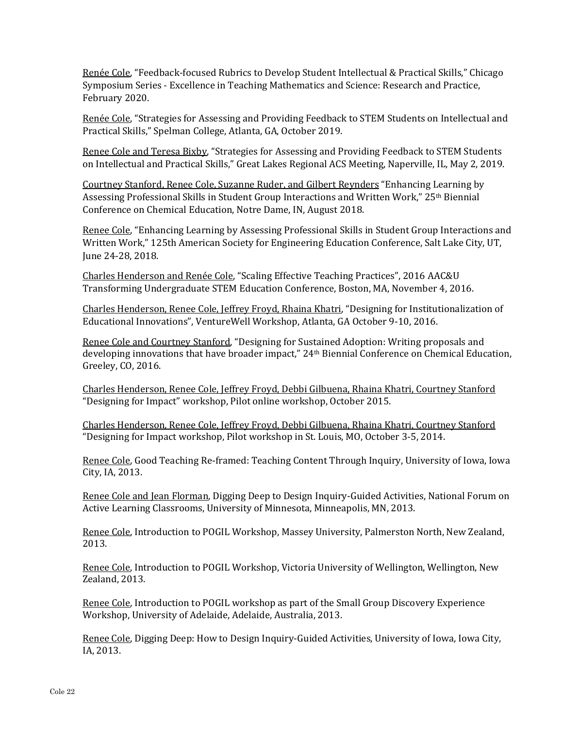Renée Cole, "Feedback-focused Rubrics to Develop Student Intellectual & Practical Skills," Chicago Symposium Series - Excellence in Teaching Mathematics and Science: Research and Practice, February 2020.

Renée Cole, "Strategies for Assessing and Providing Feedback to STEM Students on Intellectual and Practical Skills," Spelman College, Atlanta, GA, October 2019.

Renee Cole and Teresa Bixby, "Strategies for Assessing and Providing Feedback to STEM Students on Intellectual and Practical Skills," Great Lakes Regional ACS Meeting, Naperville, IL, May 2, 2019.

Courtney Stanford, Renee Cole, Suzanne Ruder, and Gilbert Reynders "Enhancing Learning by Assessing Professional Skills in Student Group Interactions and Written Work," 25th Biennial Conference on Chemical Education, Notre Dame, IN, August 2018.

Renee Cole, "Enhancing Learning by Assessing Professional Skills in Student Group Interactions and Written Work," 125th American Society for Engineering Education Conference, Salt Lake City, UT, June 24-28, 2018.

Charles Henderson and Renée Cole, "Scaling Effective Teaching Practices", 2016 AAC&U Transforming Undergraduate STEM Education Conference, Boston, MA, November 4, 2016.

Charles Henderson, Renee Cole, Jeffrey Froyd, Rhaina Khatri, "Designing for Institutionalization of Educational Innovations", VentureWell Workshop, Atlanta, GA October 9-10, 2016.

Renee Cole and Courtney Stanford, "Designing for Sustained Adoption: Writing proposals and developing innovations that have broader impact," 24th Biennial Conference on Chemical Education, Greeley, CO, 2016.

Charles Henderson, Renee Cole, Jeffrey Froyd, Debbi Gilbuena, Rhaina Khatri, Courtney Stanford "Designing for Impact" workshop, Pilot online workshop, October 2015.

Charles Henderson, Renee Cole, Jeffrey Froyd, Debbi Gilbuena, Rhaina Khatri, Courtney Stanford "Designing for Impact workshop, Pilot workshop in St. Louis, MO, October 3-5, 2014.

Renee Cole, Good Teaching Re-framed: Teaching Content Through Inquiry, University of Iowa, Iowa City, IA, 2013.

Renee Cole and Jean Florman, Digging Deep to Design Inquiry-Guided Activities, National Forum on Active Learning Classrooms, University of Minnesota, Minneapolis, MN, 2013.

Renee Cole, Introduction to POGIL Workshop, Massey University, Palmerston North, New Zealand, 2013.

Renee Cole, Introduction to POGIL Workshop, Victoria University of Wellington, Wellington, New Zealand, 2013.

Renee Cole, Introduction to POGIL workshop as part of the Small Group Discovery Experience Workshop, University of Adelaide, Adelaide, Australia, 2013.

Renee Cole, Digging Deep: How to Design Inquiry-Guided Activities, University of Iowa, Iowa City, IA, 2013.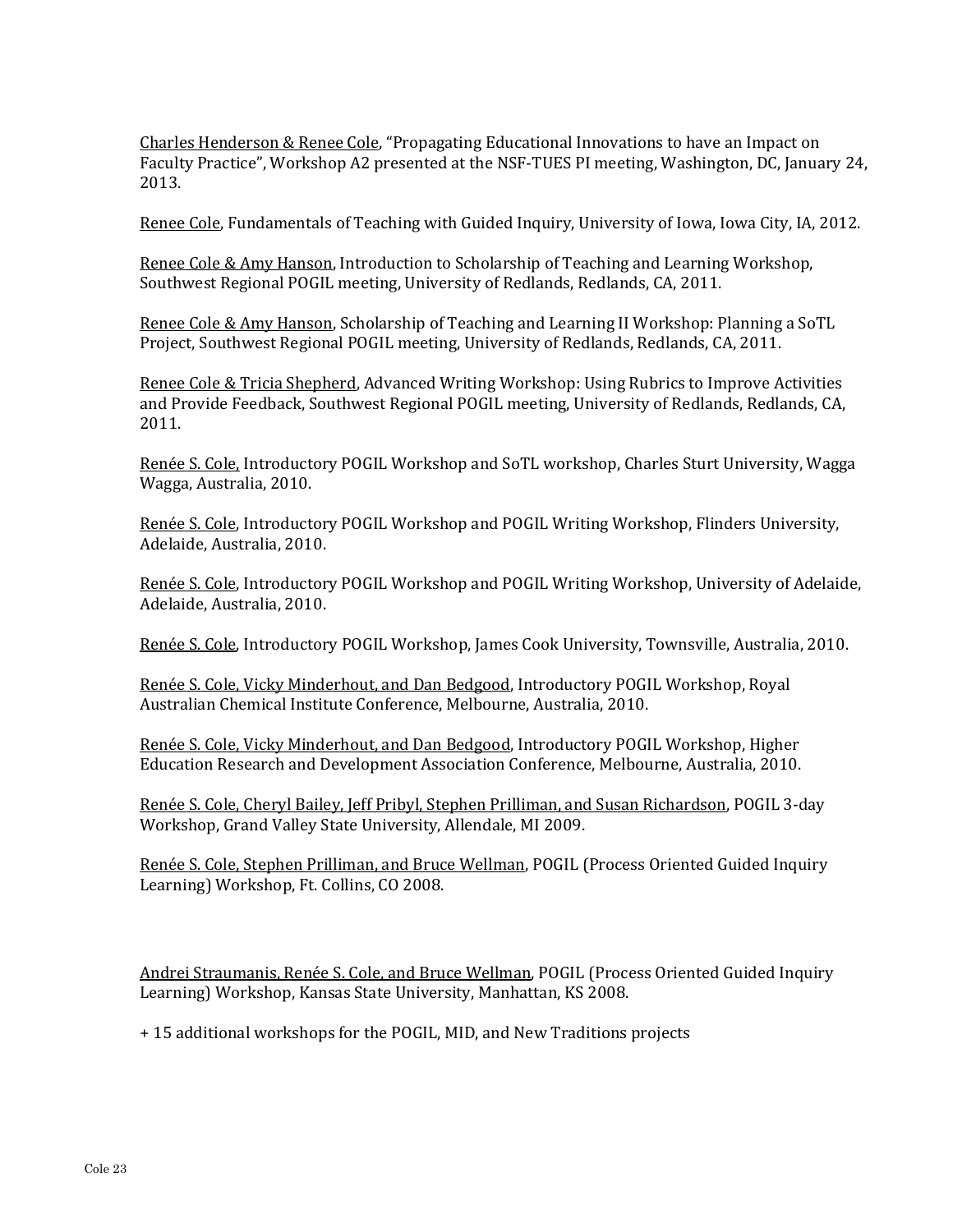<u>Charles Henderson & Renee Cole</u>, "Propagating Educational Innovations to have an Impact on Faculty Practice", Workshop A2 presented at the NSF-TUES PI meeting, Washington, DC, January 24, 2013.

<u>Renee Cole</u>, Fundamentals of Teaching with Guided Inquiry, University of Iowa, Iowa City, IA, 2012.

<u>Renee Cole & Amy Hanson</u>, Introduction to Scholarship of Teaching and Learning Workshop, Southwest Regional POGIL meeting, University of Redlands, Redlands, CA, 2011.

<u>Renee Cole & Amy Hanson</u>, Scholarship of Teaching and Learning II Workshop: Planning a SoTL Project, Southwest Regional POGIL meeting, University of Redlands, Redlands, CA, 2011.

<u>Renee Cole & Tricia Shepherd</u>, Advanced Writing Workshop: Using Rubrics to Improve Activities and Provide Feedback, Southwest Regional POGIL meeting, University of Redlands, Redlands, CA, 2011.

<u>Renée S. Cole,</u> Introductory POGIL Workshop and SoTL workshop, Charles Sturt University, Wagga Wagga, Australia, 2010.

<u>Renée S. Cole</u>, Introductory POGIL Workshop and POGIL Writing Workshop, Flinders University, Adelaide, Australia, 2010.

<u>Renée S. Cole</u>, Introductory POGIL Workshop and POGIL Writing Workshop, University of Adelaide, Adelaide, Australia, 2010.

<u>Renée S. Cole</u>, Introductory POGIL Workshop, James Cook University, Townsville, Australia, 2010.

<u>Renée S. Cole, Vicky Minderhout, and Dan Bedgood</u>, Introductory POGIL Workshop, Royal Australian Chemical Institute Conference, Melbourne, Australia, 2010.

<u>Renée S. Cole, Vicky Minderhout, and Dan Bedgood</u>, Introductory POGIL Workshop, Higher Education Research and Development Association Conference, Melbourne, Australia, 2010.

<u>Renée S. Cole, Cheryl Bailey, Jeff Pribyl, Stephen Prilliman, and Susan Richardson</u>, POGIL 3-day Workshop, Grand Valley State University, Allendale, MI 2009.

<u>Renée S. Cole, Stephen Prilliman, and Bruce Wellman</u>, POGIL (Process Oriented Guided Inquiry Learning) Workshop, Ft. Collins, CO 2008.

<u>Andrei Straumanis, Renée S. Cole, and Bruce Wellman</u>, POGIL (Process Oriented Guided Inquiry Learning) Workshop, Kansas State University, Manhattan, KS 2008.

+ 15 additional workshops for the POGIL, MID, and New Traditions projects